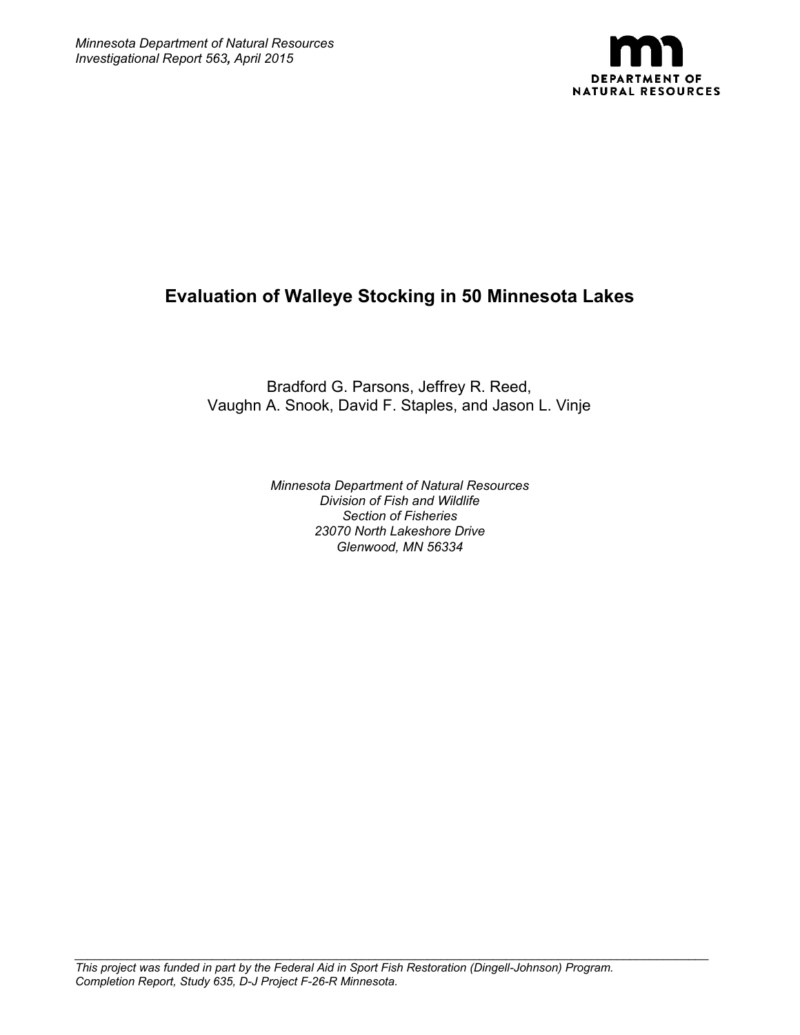*Minnesota Department of Natural Resources*
*Investigational Report 563, April 2015*

DEPARTMENT OF NATURAL RESOURCES

# Evaluation of Walleye Stocking in 50 Minnesota Lakes

Bradford G. Parsons, Jeffrey R. Reed,
Vaughn A. Snook, David F. Staples, and Jason L. Vinje

*Minnesota Department of Natural Resources*
*Division of Fish and Wildlife*
*Section of Fisheries*
*23070 North Lakeshore Drive*
*Glenwood, MN 56334*

---

*This project was funded in part by the Federal Aid in Sport Fish Restoration (Dingell-Johnson) Program.*
*Completion Report, Study 635, D-J Project F-26-R Minnesota.*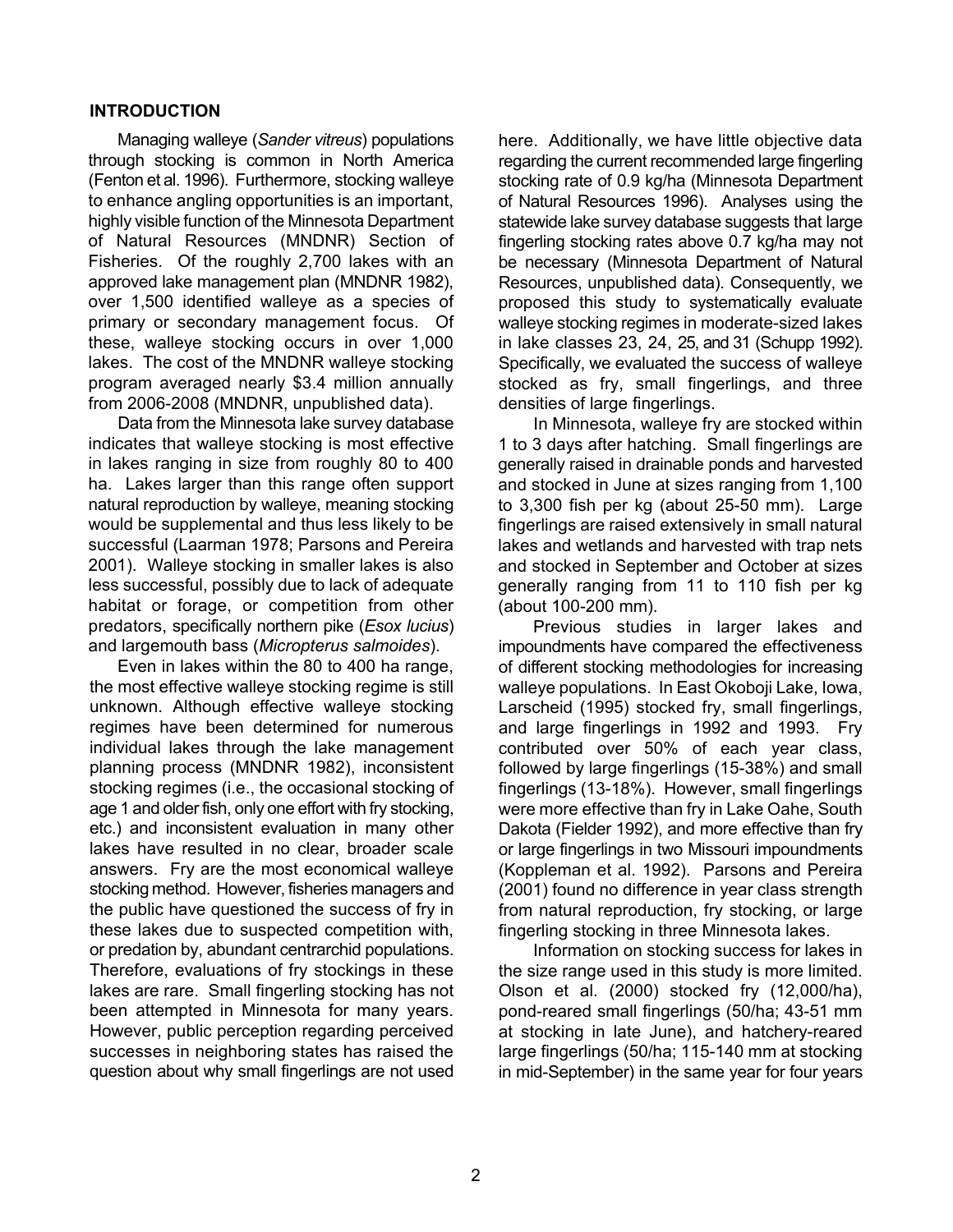## INTRODUCTION

Managing walleye (*Sander vitreus*) populations through stocking is common in North America (Fenton et al. 1996). Furthermore, stocking walleye to enhance angling opportunities is an important, highly visible function of the Minnesota Department of Natural Resources (MNDNR) Section of Fisheries. Of the roughly 2,700 lakes with an approved lake management plan (MNDNR 1982), over 1,500 identified walleye as a species of primary or secondary management focus. Of these, walleye stocking occurs in over 1,000 lakes. The cost of the MNDNR walleye stocking program averaged nearly $3.4 million annually from 2006-2008 (MNDNR, unpublished data).

Data from the Minnesota lake survey database indicates that walleye stocking is most effective in lakes ranging in size from roughly 80 to 400 ha. Lakes larger than this range often support natural reproduction by walleye, meaning stocking would be supplemental and thus less likely to be successful (Laarman 1978; Parsons and Pereira 2001). Walleye stocking in smaller lakes is also less successful, possibly due to lack of adequate habitat or forage, or competition from other predators, specifically northern pike (*Esox lucius*) and largemouth bass (*Micropterus salmoides*).

Even in lakes within the 80 to 400 ha range, the most effective walleye stocking regime is still unknown. Although effective walleye stocking regimes have been determined for numerous individual lakes through the lake management planning process (MNDNR 1982), inconsistent stocking regimes (i.e., the occasional stocking of age 1 and older fish, only one effort with fry stocking, etc.) and inconsistent evaluation in many other lakes have resulted in no clear, broader scale answers. Fry are the most economical walleye stocking method. However, fisheries managers and the public have questioned the success of fry in these lakes due to suspected competition with, or predation by, abundant centrarchid populations. Therefore, evaluations of fry stockings in these lakes are rare. Small fingerling stocking has not been attempted in Minnesota for many years. However, public perception regarding perceived successes in neighboring states has raised the question about why small fingerlings are not used here. Additionally, we have little objective data regarding the current recommended large fingerling stocking rate of 0.9 kg/ha (Minnesota Department of Natural Resources 1996). Analyses using the statewide lake survey database suggests that large fingerling stocking rates above 0.7 kg/ha may not be necessary (Minnesota Department of Natural Resources, unpublished data). Consequently, we proposed this study to systematically evaluate walleye stocking regimes in moderate-sized lakes in lake classes 23, 24, 25, and 31 (Schupp 1992). Specifically, we evaluated the success of walleye stocked as fry, small fingerlings, and three densities of large fingerlings.

In Minnesota, walleye fry are stocked within 1 to 3 days after hatching. Small fingerlings are generally raised in drainable ponds and harvested and stocked in June at sizes ranging from 1,100 to 3,300 fish per kg (about 25-50 mm). Large fingerlings are raised extensively in small natural lakes and wetlands and harvested with trap nets and stocked in September and October at sizes generally ranging from 11 to 110 fish per kg (about 100-200 mm).

Previous studies in larger lakes and impoundments have compared the effectiveness of different stocking methodologies for increasing walleye populations. In East Okoboji Lake, Iowa, Larscheid (1995) stocked fry, small fingerlings, and large fingerlings in 1992 and 1993. Fry contributed over 50% of each year class, followed by large fingerlings (15-38%) and small fingerlings (13-18%). However, small fingerlings were more effective than fry in Lake Oahe, South Dakota (Fielder 1992), and more effective than fry or large fingerlings in two Missouri impoundments (Koppleman et al. 1992). Parsons and Pereira (2001) found no difference in year class strength from natural reproduction, fry stocking, or large fingerling stocking in three Minnesota lakes.

Information on stocking success for lakes in the size range used in this study is more limited. Olson et al. (2000) stocked fry (12,000/ha), pond-reared small fingerlings (50/ha; 43-51 mm at stocking in late June), and hatchery-reared large fingerlings (50/ha; 115-140 mm at stocking in mid-September) in the same year for four years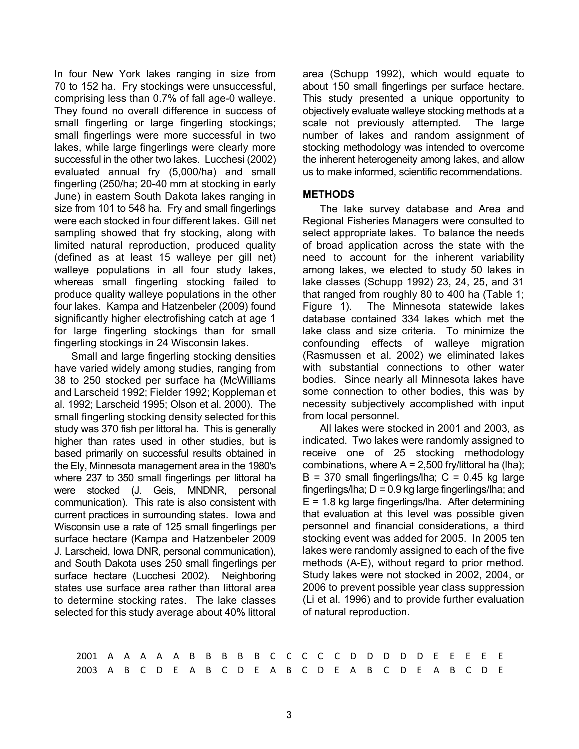In four New York lakes ranging in size from 70 to 152 ha. Fry stockings were unsuccessful, comprising less than 0.7% of fall age-0 walleye. They found no overall difference in success of small fingerling or large fingerling stockings; small fingerlings were more successful in two lakes, while large fingerlings were clearly more successful in the other two lakes. Lucchesi (2002) evaluated annual fry (5,000/ha) and small fingerling (250/ha; 20-40 mm at stocking in early June) in eastern South Dakota lakes ranging in size from 101 to 548 ha. Fry and small fingerlings were each stocked in four different lakes. Gill net sampling showed that fry stocking, along with limited natural reproduction, produced quality (defined as at least 15 walleye per gill net) walleye populations in all four study lakes, whereas small fingerling stocking failed to produce quality walleye populations in the other four lakes. Kampa and Hatzenbeler (2009) found significantly higher electrofishing catch at age 1 for large fingerling stockings than for small fingerling stockings in 24 Wisconsin lakes.

Small and large fingerling stocking densities have varied widely among studies, ranging from 38 to 250 stocked per surface ha (McWilliams and Larscheid 1992; Fielder 1992; Koppleman et al. 1992; Larscheid 1995; Olson et al. 2000). The small fingerling stocking density selected for this study was 370 fish per littoral ha. This is generally higher than rates used in other studies, but is based primarily on successful results obtained in the Ely, Minnesota management area in the 1980's where 237 to 350 small fingerlings per littoral ha were stocked (J. Geis, MNDNR, personal communication). This rate is also consistent with current practices in surrounding states. Iowa and Wisconsin use a rate of 125 small fingerlings per surface hectare (Kampa and Hatzenbeler 2009 J. Larscheid, Iowa DNR, personal communication), and South Dakota uses 250 small fingerlings per surface hectare (Lucchesi 2002). Neighboring states use surface area rather than littoral area to determine stocking rates. The lake classes selected for this study average about 40% littoral area (Schupp 1992), which would equate to about 150 small fingerlings per surface hectare. This study presented a unique opportunity to objectively evaluate walleye stocking methods at a scale not previously attempted. The large number of lakes and random assignment of stocking methodology was intended to overcome the inherent heterogeneity among lakes, and allow us to make informed, scientific recommendations.

## METHODS

The lake survey database and Area and Regional Fisheries Managers were consulted to select appropriate lakes. To balance the needs of broad application across the state with the need to account for the inherent variability among lakes, we elected to study 50 lakes in lake classes (Schupp 1992) 23, 24, 25, and 31 that ranged from roughly 80 to 400 ha (Table 1; Figure 1). The Minnesota statewide lakes database contained 334 lakes which met the lake class and size criteria. To minimize the confounding effects of walleye migration (Rasmussen et al. 2002) we eliminated lakes with substantial connections to other water bodies. Since nearly all Minnesota lakes have some connection to other bodies, this was by necessity subjectively accomplished with input from local personnel.

All lakes were stocked in 2001 and 2003, as indicated. Two lakes were randomly assigned to receive one of 25 stocking methodology combinations, where A = 2,500 fry/littoral ha (lha); B = 370 small fingerlings/lha; C = 0.45 kg large fingerlings/lha; D = 0.9 kg large fingerlings/lha; and E = 1.8 kg large fingerlings/lha. After determining that evaluation at this level was possible given personnel and financial considerations, a third stocking event was added for 2005. In 2005 ten lakes were randomly assigned to each of the five methods (A-E), without regard to prior method. Study lakes were not stocked in 2002, 2004, or 2006 to prevent possible year class suppression (Li et al. 1996) and to provide further evaluation of natural reproduction.

| | | | | | | | | | | | | | | | | | | | | | | | | | |
|---|---|---|---|---|---|---|---|---|---|---|---|---|---|---|---|---|---|---|---|---|---|---|---|---|---|
| 2001 | A | A | A | A | A | B | B | B | B | B | C | C | C | C | C | D | D | D | D | D | E | E | E | E | E |
| 2003 | A | B | C | D | E | A | B | C | D | E | A | B | C | D | E | A | B | C | D | E | A | B | C | D | E |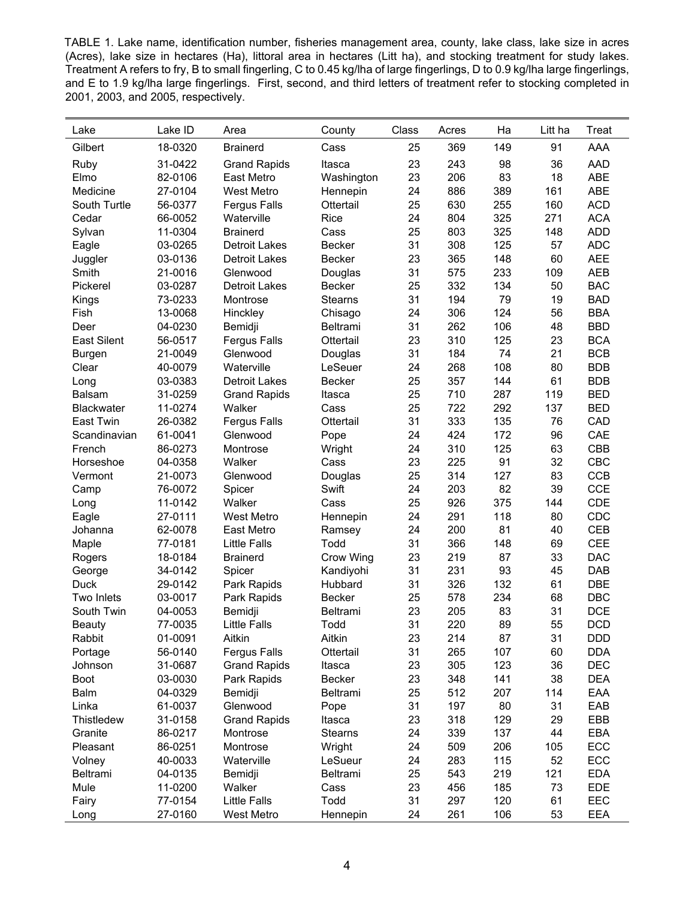TABLE 1. Lake name, identification number, fisheries management area, county, lake class, lake size in acres (Acres), lake size in hectares (Ha), littoral area in hectares (Litt ha), and stocking treatment for study lakes. Treatment A refers to fry, B to small fingerling, C to 0.45 kg/lha of large fingerlings, D to 0.9 kg/lha large fingerlings, and E to 1.9 kg/lha large fingerlings. First, second, and third letters of treatment refer to stocking completed in 2001, 2003, and 2005, respectively.

| Lake | Lake ID | Area | County | Class | Acres | Ha | Litt ha | Treat |
|---|---|---|---|---|---|---|---|---|
| Gilbert | 18-0320 | Brainerd | Cass | 25 | 369 | 149 | 91 | AAA |
| Ruby | 31-0422 | Grand Rapids | Itasca | 23 | 243 | 98 | 36 | AAD |
| Elmo | 82-0106 | East Metro | Washington | 23 | 206 | 83 | 18 | ABE |
| Medicine | 27-0104 | West Metro | Hennepin | 24 | 886 | 389 | 161 | ABE |
| South Turtle | 56-0377 | Fergus Falls | Ottertail | 25 | 630 | 255 | 160 | ACD |
| Cedar | 66-0052 | Waterville | Rice | 24 | 804 | 325 | 271 | ACA |
| Sylvan | 11-0304 | Brainerd | Cass | 25 | 803 | 325 | 148 | ADD |
| Eagle | 03-0265 | Detroit Lakes | Becker | 31 | 308 | 125 | 57 | ADC |
| Juggler | 03-0136 | Detroit Lakes | Becker | 23 | 365 | 148 | 60 | AEE |
| Smith | 21-0016 | Glenwood | Douglas | 31 | 575 | 233 | 109 | AEB |
| Pickerel | 03-0287 | Detroit Lakes | Becker | 25 | 332 | 134 | 50 | BAC |
| Kings | 73-0233 | Montrose | Stearns | 31 | 194 | 79 | 19 | BAD |
| Fish | 13-0068 | Hinckley | Chisago | 24 | 306 | 124 | 56 | BBA |
| Deer | 04-0230 | Bemidji | Beltrami | 31 | 262 | 106 | 48 | BBD |
| East Silent | 56-0517 | Fergus Falls | Ottertail | 23 | 310 | 125 | 23 | BCA |
| Burgen | 21-0049 | Glenwood | Douglas | 31 | 184 | 74 | 21 | BCB |
| Clear | 40-0079 | Waterville | LeSeuer | 24 | 268 | 108 | 80 | BDB |
| Long | 03-0383 | Detroit Lakes | Becker | 25 | 357 | 144 | 61 | BDB |
| Balsam | 31-0259 | Grand Rapids | Itasca | 25 | 710 | 287 | 119 | BED |
| Blackwater | 11-0274 | Walker | Cass | 25 | 722 | 292 | 137 | BED |
| East Twin | 26-0382 | Fergus Falls | Ottertail | 31 | 333 | 135 | 76 | CAD |
| Scandinavian | 61-0041 | Glenwood | Pope | 24 | 424 | 172 | 96 | CAE |
| French | 86-0273 | Montrose | Wright | 24 | 310 | 125 | 63 | CBB |
| Horseshoe | 04-0358 | Walker | Cass | 23 | 225 | 91 | 32 | CBC |
| Vermont | 21-0073 | Glenwood | Douglas | 25 | 314 | 127 | 83 | CCB |
| Camp | 76-0072 | Spicer | Swift | 24 | 203 | 82 | 39 | CCE |
| Long | 11-0142 | Walker | Cass | 25 | 926 | 375 | 144 | CDE |
| Eagle | 27-0111 | West Metro | Hennepin | 24 | 291 | 118 | 80 | CDC |
| Johanna | 62-0078 | East Metro | Ramsey | 24 | 200 | 81 | 40 | CEB |
| Maple | 77-0181 | Little Falls | Todd | 31 | 366 | 148 | 69 | CEE |
| Rogers | 18-0184 | Brainerd | Crow Wing | 23 | 219 | 87 | 33 | DAC |
| George | 34-0142 | Spicer | Kandiyohi | 31 | 231 | 93 | 45 | DAB |
| Duck | 29-0142 | Park Rapids | Hubbard | 31 | 326 | 132 | 61 | DBE |
| Two Inlets | 03-0017 | Park Rapids | Becker | 25 | 578 | 234 | 68 | DBC |
| South Twin | 04-0053 | Bemidji | Beltrami | 23 | 205 | 83 | 31 | DCE |
| Beauty | 77-0035 | Little Falls | Todd | 31 | 220 | 89 | 55 | DCD |
| Rabbit | 01-0091 | Aitkin | Aitkin | 23 | 214 | 87 | 31 | DDD |
| Portage | 56-0140 | Fergus Falls | Ottertail | 31 | 265 | 107 | 60 | DDA |
| Johnson | 31-0687 | Grand Rapids | Itasca | 23 | 305 | 123 | 36 | DEC |
| Boot | 03-0030 | Park Rapids | Becker | 23 | 348 | 141 | 38 | DEA |
| Balm | 04-0329 | Bemidji | Beltrami | 25 | 512 | 207 | 114 | EAA |
| Linka | 61-0037 | Glenwood | Pope | 31 | 197 | 80 | 31 | EAB |
| Thistledew | 31-0158 | Grand Rapids | Itasca | 23 | 318 | 129 | 29 | EBB |
| Granite | 86-0217 | Montrose | Stearns | 24 | 339 | 137 | 44 | EBA |
| Pleasant | 86-0251 | Montrose | Wright | 24 | 509 | 206 | 105 | ECC |
| Volney | 40-0033 | Waterville | LeSueur | 24 | 283 | 115 | 52 | ECC |
| Beltrami | 04-0135 | Bemidji | Beltrami | 25 | 543 | 219 | 121 | EDA |
| Mule | 11-0200 | Walker | Cass | 23 | 456 | 185 | 73 | EDE |
| Fairy | 77-0154 | Little Falls | Todd | 31 | 297 | 120 | 61 | EEC |
| Long | 27-0160 | West Metro | Hennepin | 24 | 261 | 106 | 53 | EEA |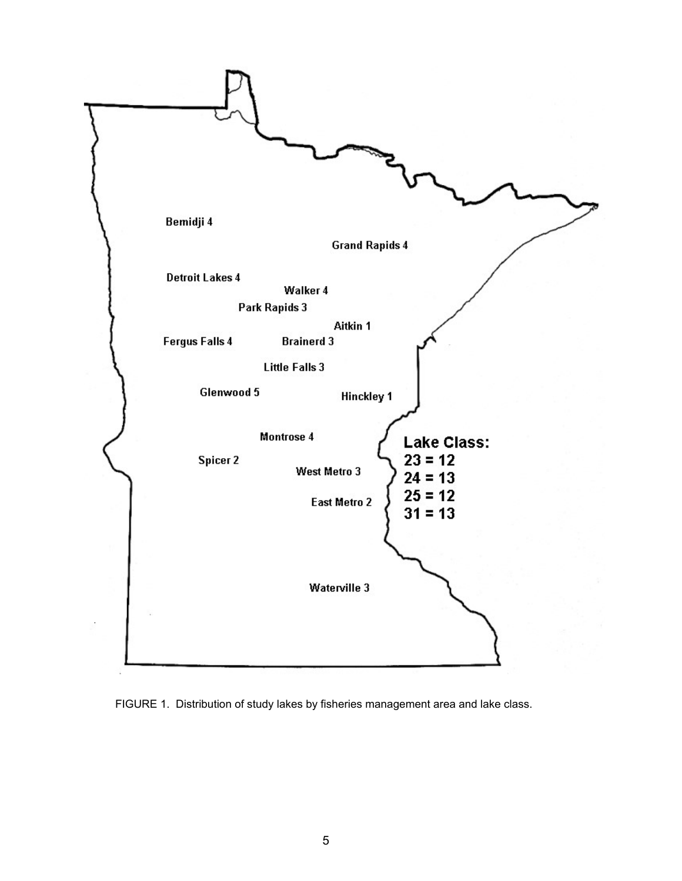Bemidji 4

Grand Rapids 4

Detroit Lakes 4

Walker 4

Park Rapids 3

Aitkin 1

Fergus Falls 4

Brainerd 3

Little Falls 3

Glenwood 5

Hinckley 1

Montrose 4

Spicer 2

West Metro 3

East Metro 2

Waterville 3

**Lake Class:**
**23 = 12**
**24 = 13**
**25 = 12**
**31 = 13**

FIGURE 1. Distribution of study lakes by fisheries management area and lake class.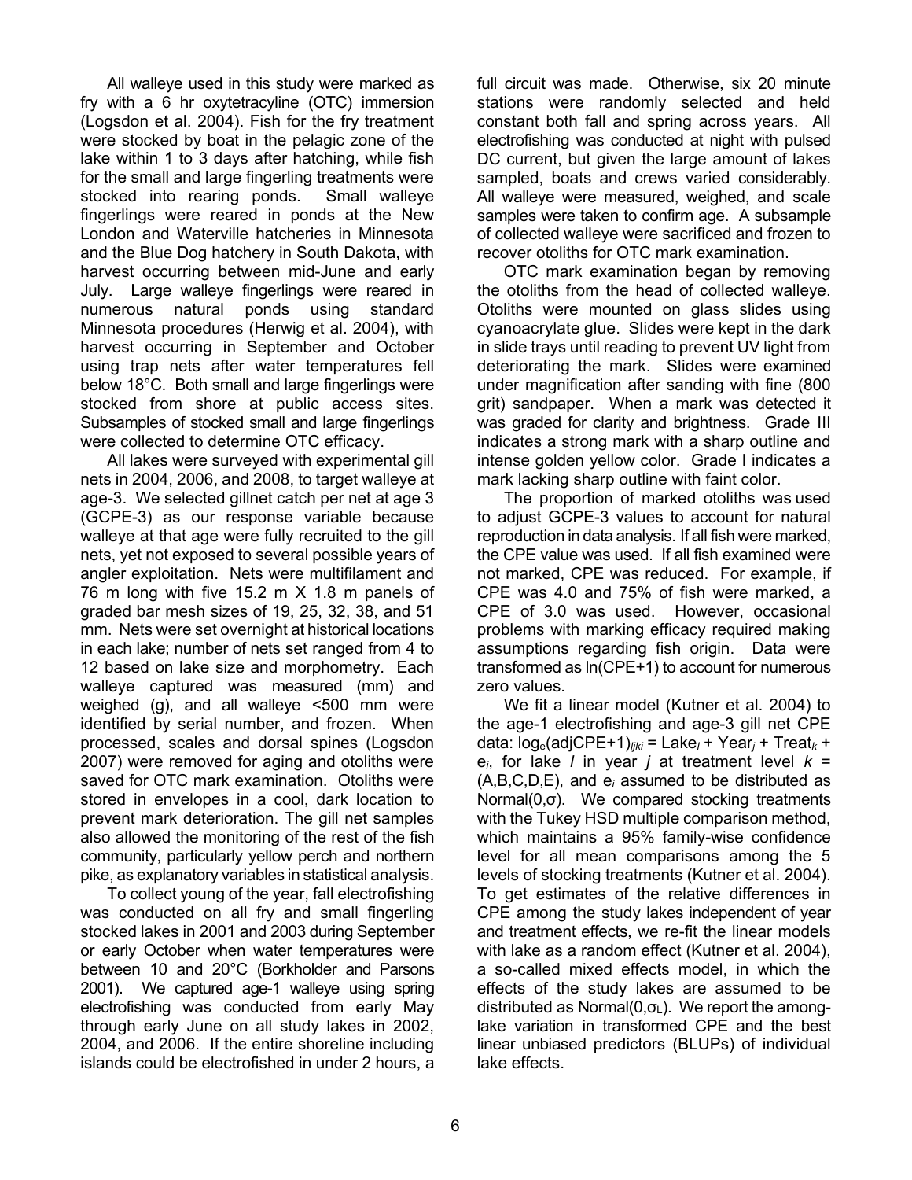All walleye used in this study were marked as fry with a 6 hr oxytetracyline (OTC) immersion (Logsdon et al. 2004). Fish for the fry treatment were stocked by boat in the pelagic zone of the lake within 1 to 3 days after hatching, while fish for the small and large fingerling treatments were stocked into rearing ponds. Small walleye fingerlings were reared in ponds at the New London and Waterville hatcheries in Minnesota and the Blue Dog hatchery in South Dakota, with harvest occurring between mid-June and early July. Large walleye fingerlings were reared in numerous natural ponds using standard Minnesota procedures (Herwig et al. 2004), with harvest occurring in September and October using trap nets after water temperatures fell below 18°C. Both small and large fingerlings were stocked from shore at public access sites. Subsamples of stocked small and large fingerlings were collected to determine OTC efficacy.

All lakes were surveyed with experimental gill nets in 2004, 2006, and 2008, to target walleye at age-3. We selected gillnet catch per net at age 3 (GCPE-3) as our response variable because walleye at that age were fully recruited to the gill nets, yet not exposed to several possible years of angler exploitation. Nets were multifilament and 76 m long with five 15.2 m X 1.8 m panels of graded bar mesh sizes of 19, 25, 32, 38, and 51 mm. Nets were set overnight at historical locations in each lake; number of nets set ranged from 4 to 12 based on lake size and morphometry. Each walleye captured was measured (mm) and weighed (g), and all walleye <500 mm were identified by serial number, and frozen. When processed, scales and dorsal spines (Logsdon 2007) were removed for aging and otoliths were saved for OTC mark examination. Otoliths were stored in envelopes in a cool, dark location to prevent mark deterioration. The gill net samples also allowed the monitoring of the rest of the fish community, particularly yellow perch and northern pike, as explanatory variables in statistical analysis.

To collect young of the year, fall electrofishing was conducted on all fry and small fingerling stocked lakes in 2001 and 2003 during September or early October when water temperatures were between 10 and 20°C (Borkholder and Parsons 2001). We captured age-1 walleye using spring electrofishing was conducted from early May through early June on all study lakes in 2002, 2004, and 2006. If the entire shoreline including islands could be electrofished in under 2 hours, a full circuit was made. Otherwise, six 20 minute stations were randomly selected and held constant both fall and spring across years. All electrofishing was conducted at night with pulsed DC current, but given the large amount of lakes sampled, boats and crews varied considerably. All walleye were measured, weighed, and scale samples were taken to confirm age. A subsample of collected walleye were sacrificed and frozen to recover otoliths for OTC mark examination.

OTC mark examination began by removing the otoliths from the head of collected walleye. Otoliths were mounted on glass slides using cyanoacrylate glue. Slides were kept in the dark in slide trays until reading to prevent UV light from deteriorating the mark. Slides were examined under magnification after sanding with fine (800 grit) sandpaper. When a mark was detected it was graded for clarity and brightness. Grade III indicates a strong mark with a sharp outline and intense golden yellow color. Grade I indicates a mark lacking sharp outline with faint color.

The proportion of marked otoliths was used to adjust GCPE-3 values to account for natural reproduction in data analysis. If all fish were marked, the CPE value was used. If all fish examined were not marked, CPE was reduced. For example, if CPE was 4.0 and 75% of fish were marked, a CPE of 3.0 was used. However, occasional problems with marking efficacy required making assumptions regarding fish origin. Data were transformed as ln(CPE+1) to account for numerous zero values.

We fit a linear model (Kutner et al. 2004) to the age-1 electrofishing and age-3 gill net CPE data: $\log_e(\text{adjCPE}+1)_{ljki} = \text{Lake}_l + \text{Year}_j + \text{Treat}_k + e_i$, for lake $l$ in year $j$ at treatment level $k$ = (A,B,C,D,E), and $e_i$ assumed to be distributed as Normal(0,$\sigma$). We compared stocking treatments with the Tukey HSD multiple comparison method, which maintains a 95% family-wise confidence level for all mean comparisons among the 5 levels of stocking treatments (Kutner et al. 2004). To get estimates of the relative differences in CPE among the study lakes independent of year and treatment effects, we re-fit the linear models with lake as a random effect (Kutner et al. 2004), a so-called mixed effects model, in which the effects of the study lakes are assumed to be distributed as Normal(0,$\sigma_L$). We report the among-lake variation in transformed CPE and the best linear unbiased predictors (BLUPs) of individual lake effects.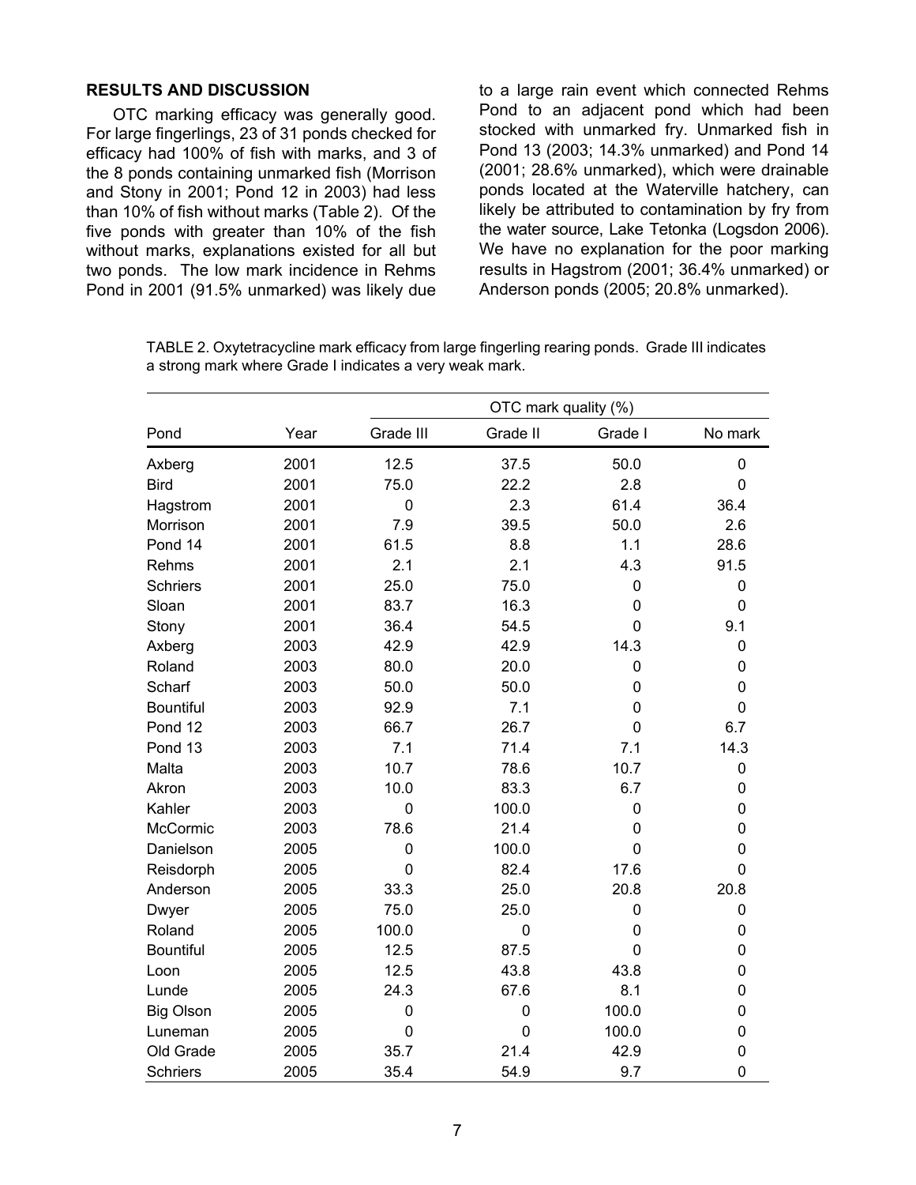## RESULTS AND DISCUSSION

OTC marking efficacy was generally good. For large fingerlings, 23 of 31 ponds checked for efficacy had 100% of fish with marks, and 3 of the 8 ponds containing unmarked fish (Morrison and Stony in 2001; Pond 12 in 2003) had less than 10% of fish without marks (Table 2). Of the five ponds with greater than 10% of the fish without marks, explanations existed for all but two ponds. The low mark incidence in Rehms Pond in 2001 (91.5% unmarked) was likely due to a large rain event which connected Rehms Pond to an adjacent pond which had been stocked with unmarked fry. Unmarked fish in Pond 13 (2003; 14.3% unmarked) and Pond 14 (2001; 28.6% unmarked), which were drainable ponds located at the Waterville hatchery, can likely be attributed to contamination by fry from the water source, Lake Tetonka (Logsdon 2006). We have no explanation for the poor marking results in Hagstrom (2001; 36.4% unmarked) or Anderson ponds (2005; 20.8% unmarked).

TABLE 2. Oxytetracycline mark efficacy from large fingerling rearing ponds. Grade III indicates a strong mark where Grade I indicates a very weak mark.

| | | OTC mark quality (%) | | | |
|---|---|---|---|---|---|
| Pond | Year | Grade III | Grade II | Grade I | No mark |
| Axberg | 2001 | 12.5 | 37.5 | 50.0 | 0 |
| Bird | 2001 | 75.0 | 22.2 | 2.8 | 0 |
| Hagstrom | 2001 | 0 | 2.3 | 61.4 | 36.4 |
| Morrison | 2001 | 7.9 | 39.5 | 50.0 | 2.6 |
| Pond 14 | 2001 | 61.5 | 8.8 | 1.1 | 28.6 |
| Rehms | 2001 | 2.1 | 2.1 | 4.3 | 91.5 |
| Schriers | 2001 | 25.0 | 75.0 | 0 | 0 |
| Sloan | 2001 | 83.7 | 16.3 | 0 | 0 |
| Stony | 2001 | 36.4 | 54.5 | 0 | 9.1 |
| Axberg | 2003 | 42.9 | 42.9 | 14.3 | 0 |
| Roland | 2003 | 80.0 | 20.0 | 0 | 0 |
| Scharf | 2003 | 50.0 | 50.0 | 0 | 0 |
| Bountiful | 2003 | 92.9 | 7.1 | 0 | 0 |
| Pond 12 | 2003 | 66.7 | 26.7 | 0 | 6.7 |
| Pond 13 | 2003 | 7.1 | 71.4 | 7.1 | 14.3 |
| Malta | 2003 | 10.7 | 78.6 | 10.7 | 0 |
| Akron | 2003 | 10.0 | 83.3 | 6.7 | 0 |
| Kahler | 2003 | 0 | 100.0 | 0 | 0 |
| McCormic | 2003 | 78.6 | 21.4 | 0 | 0 |
| Danielson | 2005 | 0 | 100.0 | 0 | 0 |
| Reisdorph | 2005 | 0 | 82.4 | 17.6 | 0 |
| Anderson | 2005 | 33.3 | 25.0 | 20.8 | 20.8 |
| Dwyer | 2005 | 75.0 | 25.0 | 0 | 0 |
| Roland | 2005 | 100.0 | 0 | 0 | 0 |
| Bountiful | 2005 | 12.5 | 87.5 | 0 | 0 |
| Loon | 2005 | 12.5 | 43.8 | 43.8 | 0 |
| Lunde | 2005 | 24.3 | 67.6 | 8.1 | 0 |
| Big Olson | 2005 | 0 | 0 | 100.0 | 0 |
| Luneman | 2005 | 0 | 0 | 100.0 | 0 |
| Old Grade | 2005 | 35.7 | 21.4 | 42.9 | 0 |
| Schriers | 2005 | 35.4 | 54.9 | 9.7 | 0 |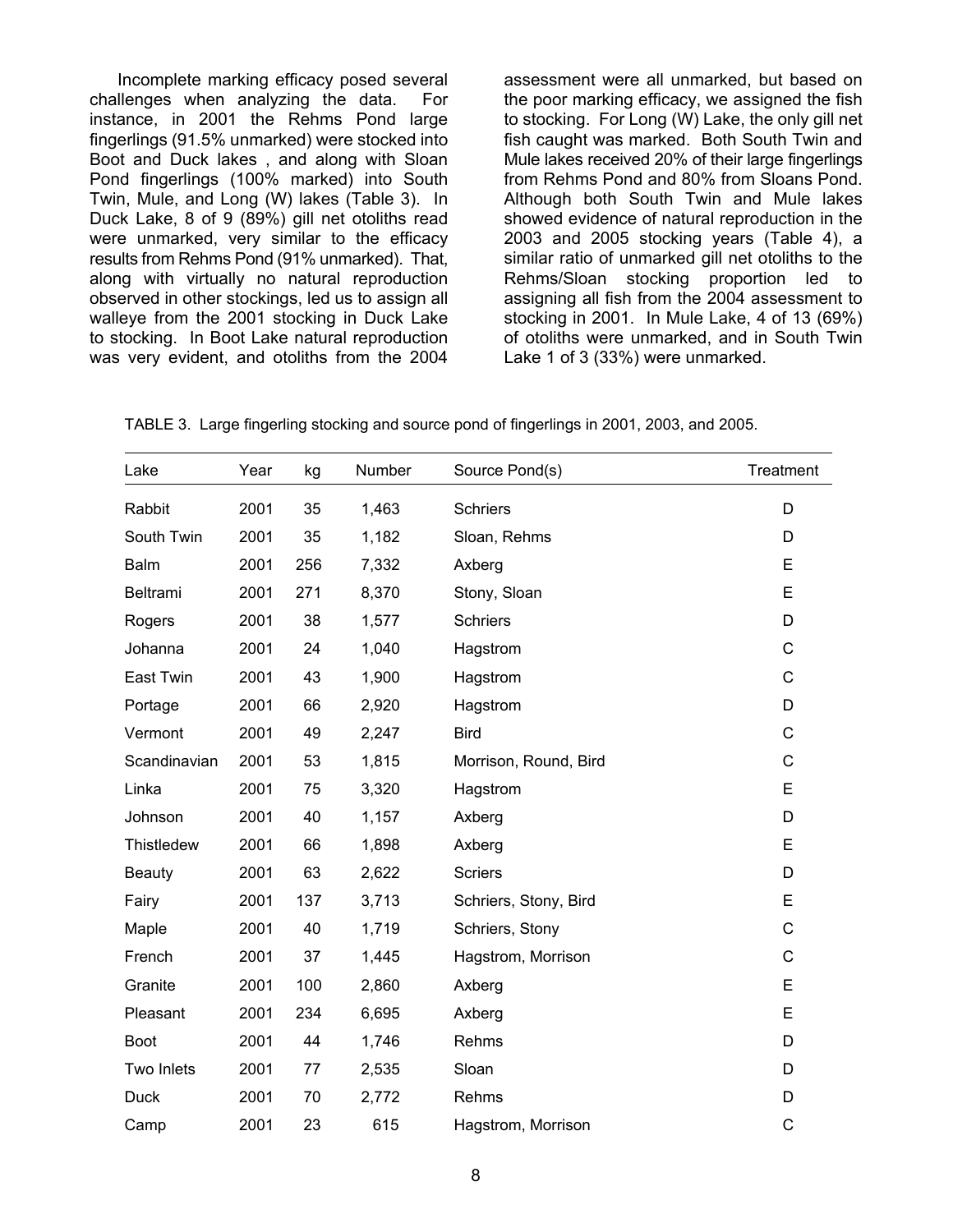Incomplete marking efficacy posed several challenges when analyzing the data. For instance, in 2001 the Rehms Pond large fingerlings (91.5% unmarked) were stocked into Boot and Duck lakes , and along with Sloan Pond fingerlings (100% marked) into South Twin, Mule, and Long (W) lakes (Table 3). In Duck Lake, 8 of 9 (89%) gill net otoliths read were unmarked, very similar to the efficacy results from Rehms Pond (91% unmarked). That, along with virtually no natural reproduction observed in other stockings, led us to assign all walleye from the 2001 stocking in Duck Lake to stocking. In Boot Lake natural reproduction was very evident, and otoliths from the 2004 assessment were all unmarked, but based on the poor marking efficacy, we assigned the fish to stocking. For Long (W) Lake, the only gill net fish caught was marked. Both South Twin and Mule lakes received 20% of their large fingerlings from Rehms Pond and 80% from Sloans Pond. Although both South Twin and Mule lakes showed evidence of natural reproduction in the 2003 and 2005 stocking years (Table 4), a similar ratio of unmarked gill net otoliths to the Rehms/Sloan stocking proportion led to assigning all fish from the 2004 assessment to stocking in 2001. In Mule Lake, 4 of 13 (69%) of otoliths were unmarked, and in South Twin Lake 1 of 3 (33%) were unmarked.

TABLE 3. Large fingerling stocking and source pond of fingerlings in 2001, 2003, and 2005.

| Lake | Year | kg | Number | Source Pond(s) | Treatment |
|---|---|---|---|---|---|
| Rabbit | 2001 | 35 | 1,463 | Schriers | D |
| South Twin | 2001 | 35 | 1,182 | Sloan, Rehms | D |
| Balm | 2001 | 256 | 7,332 | Axberg | E |
| Beltrami | 2001 | 271 | 8,370 | Stony, Sloan | E |
| Rogers | 2001 | 38 | 1,577 | Schriers | D |
| Johanna | 2001 | 24 | 1,040 | Hagstrom | C |
| East Twin | 2001 | 43 | 1,900 | Hagstrom | C |
| Portage | 2001 | 66 | 2,920 | Hagstrom | D |
| Vermont | 2001 | 49 | 2,247 | Bird | C |
| Scandinavian | 2001 | 53 | 1,815 | Morrison, Round, Bird | C |
| Linka | 2001 | 75 | 3,320 | Hagstrom | E |
| Johnson | 2001 | 40 | 1,157 | Axberg | D |
| Thistledew | 2001 | 66 | 1,898 | Axberg | E |
| Beauty | 2001 | 63 | 2,622 | Scriers | D |
| Fairy | 2001 | 137 | 3,713 | Schriers, Stony, Bird | E |
| Maple | 2001 | 40 | 1,719 | Schriers, Stony | C |
| French | 2001 | 37 | 1,445 | Hagstrom, Morrison | C |
| Granite | 2001 | 100 | 2,860 | Axberg | E |
| Pleasant | 2001 | 234 | 6,695 | Axberg | E |
| Boot | 2001 | 44 | 1,746 | Rehms | D |
| Two Inlets | 2001 | 77 | 2,535 | Sloan | D |
| Duck | 2001 | 70 | 2,772 | Rehms | D |
| Camp | 2001 | 23 | 615 | Hagstrom, Morrison | C |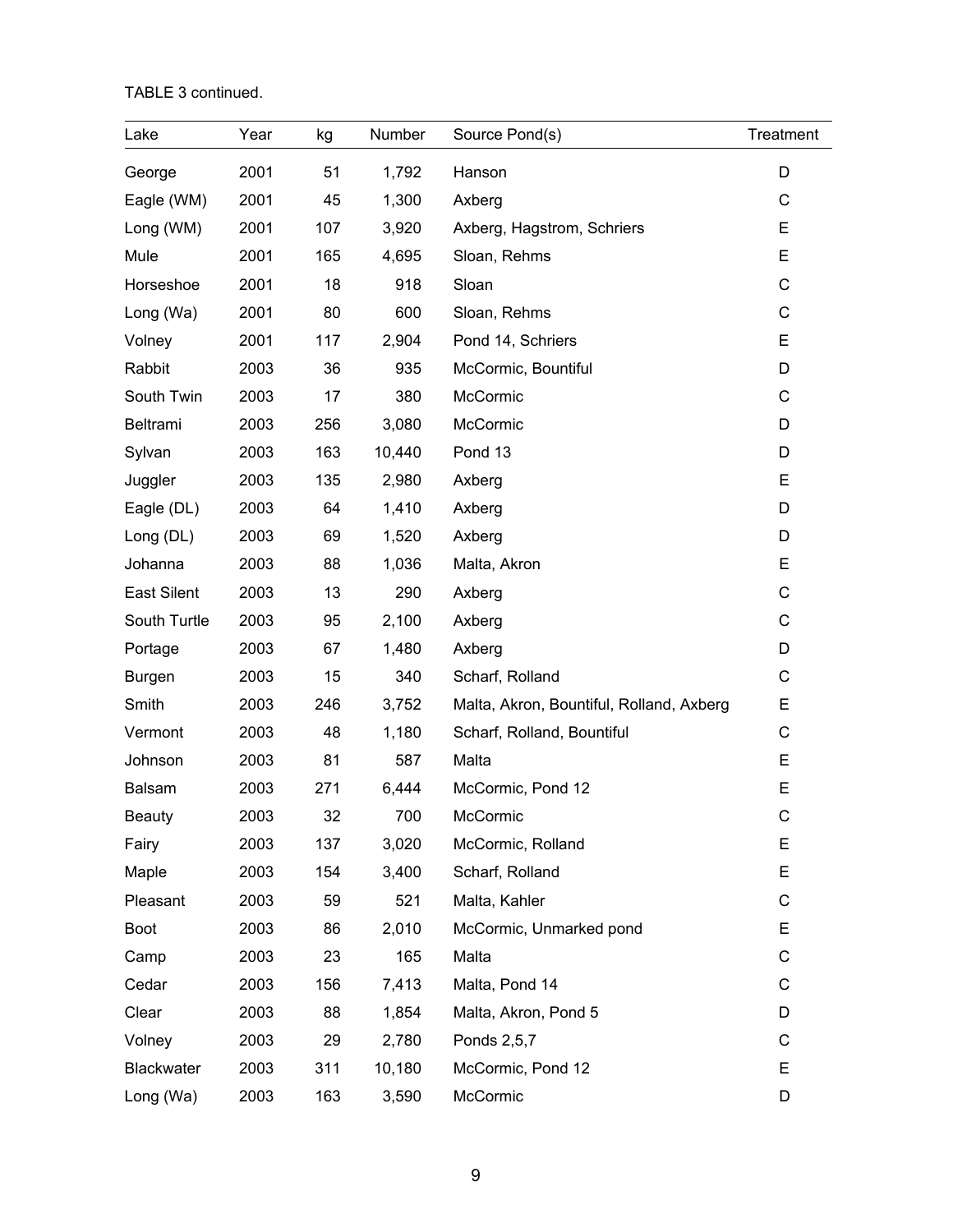TABLE 3 continued.

| Lake | Year | kg | Number | Source Pond(s) | Treatment |
|---|---|---|---|---|---|
| George | 2001 | 51 | 1,792 | Hanson | D |
| Eagle (WM) | 2001 | 45 | 1,300 | Axberg | C |
| Long (WM) | 2001 | 107 | 3,920 | Axberg, Hagstrom, Schriers | E |
| Mule | 2001 | 165 | 4,695 | Sloan, Rehms | E |
| Horseshoe | 2001 | 18 | 918 | Sloan | C |
| Long (Wa) | 2001 | 80 | 600 | Sloan, Rehms | C |
| Volney | 2001 | 117 | 2,904 | Pond 14, Schriers | E |
| Rabbit | 2003 | 36 | 935 | McCormic, Bountiful | D |
| South Twin | 2003 | 17 | 380 | McCormic | C |
| Beltrami | 2003 | 256 | 3,080 | McCormic | D |
| Sylvan | 2003 | 163 | 10,440 | Pond 13 | D |
| Juggler | 2003 | 135 | 2,980 | Axberg | E |
| Eagle (DL) | 2003 | 64 | 1,410 | Axberg | D |
| Long (DL) | 2003 | 69 | 1,520 | Axberg | D |
| Johanna | 2003 | 88 | 1,036 | Malta, Akron | E |
| East Silent | 2003 | 13 | 290 | Axberg | C |
| South Turtle | 2003 | 95 | 2,100 | Axberg | C |
| Portage | 2003 | 67 | 1,480 | Axberg | D |
| Burgen | 2003 | 15 | 340 | Scharf, Rolland | C |
| Smith | 2003 | 246 | 3,752 | Malta, Akron, Bountiful, Rolland, Axberg | E |
| Vermont | 2003 | 48 | 1,180 | Scharf, Rolland, Bountiful | C |
| Johnson | 2003 | 81 | 587 | Malta | E |
| Balsam | 2003 | 271 | 6,444 | McCormic, Pond 12 | E |
| Beauty | 2003 | 32 | 700 | McCormic | C |
| Fairy | 2003 | 137 | 3,020 | McCormic, Rolland | E |
| Maple | 2003 | 154 | 3,400 | Scharf, Rolland | E |
| Pleasant | 2003 | 59 | 521 | Malta, Kahler | C |
| Boot | 2003 | 86 | 2,010 | McCormic, Unmarked pond | E |
| Camp | 2003 | 23 | 165 | Malta | C |
| Cedar | 2003 | 156 | 7,413 | Malta, Pond 14 | C |
| Clear | 2003 | 88 | 1,854 | Malta, Akron, Pond 5 | D |
| Volney | 2003 | 29 | 2,780 | Ponds 2,5,7 | C |
| Blackwater | 2003 | 311 | 10,180 | McCormic, Pond 12 | E |
| Long (Wa) | 2003 | 163 | 3,590 | McCormic | D |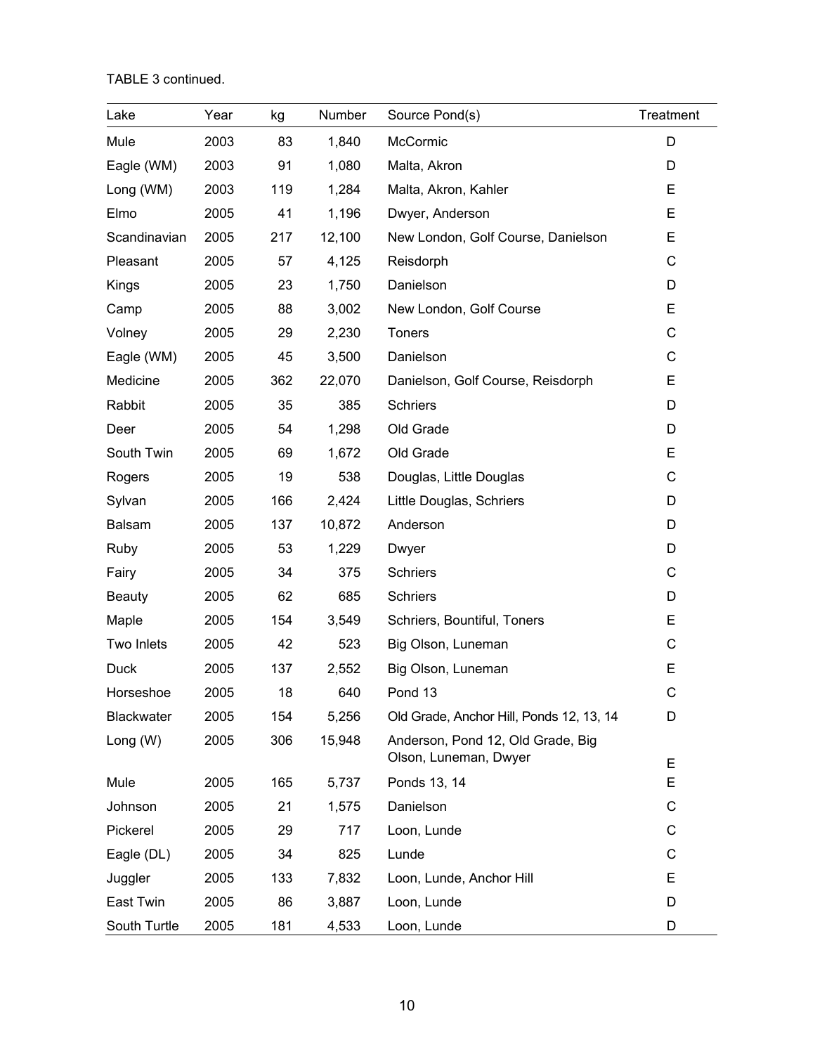TABLE 3 continued.

| Lake | Year | kg | Number | Source Pond(s) | Treatment |
|---|---|---|---|---|---|
| Mule | 2003 | 83 | 1,840 | McCormic | D |
| Eagle (WM) | 2003 | 91 | 1,080 | Malta, Akron | D |
| Long (WM) | 2003 | 119 | 1,284 | Malta, Akron, Kahler | E |
| Elmo | 2005 | 41 | 1,196 | Dwyer, Anderson | E |
| Scandinavian | 2005 | 217 | 12,100 | New London, Golf Course, Danielson | E |
| Pleasant | 2005 | 57 | 4,125 | Reisdorph | C |
| Kings | 2005 | 23 | 1,750 | Danielson | D |
| Camp | 2005 | 88 | 3,002 | New London, Golf Course | E |
| Volney | 2005 | 29 | 2,230 | Toners | C |
| Eagle (WM) | 2005 | 45 | 3,500 | Danielson | C |
| Medicine | 2005 | 362 | 22,070 | Danielson, Golf Course, Reisdorph | E |
| Rabbit | 2005 | 35 | 385 | Schriers | D |
| Deer | 2005 | 54 | 1,298 | Old Grade | D |
| South Twin | 2005 | 69 | 1,672 | Old Grade | E |
| Rogers | 2005 | 19 | 538 | Douglas, Little Douglas | C |
| Sylvan | 2005 | 166 | 2,424 | Little Douglas, Schriers | D |
| Balsam | 2005 | 137 | 10,872 | Anderson | D |
| Ruby | 2005 | 53 | 1,229 | Dwyer | D |
| Fairy | 2005 | 34 | 375 | Schriers | C |
| Beauty | 2005 | 62 | 685 | Schriers | D |
| Maple | 2005 | 154 | 3,549 | Schriers, Bountiful, Toners | E |
| Two Inlets | 2005 | 42 | 523 | Big Olson, Luneman | C |
| Duck | 2005 | 137 | 2,552 | Big Olson, Luneman | E |
| Horseshoe | 2005 | 18 | 640 | Pond 13 | C |
| Blackwater | 2005 | 154 | 5,256 | Old Grade, Anchor Hill, Ponds 12, 13, 14 | D |
| Long (W) | 2005 | 306 | 15,948 | Anderson, Pond 12, Old Grade, Big Olson, Luneman, Dwyer | E |
| Mule | 2005 | 165 | 5,737 | Ponds 13, 14 | E |
| Johnson | 2005 | 21 | 1,575 | Danielson | C |
| Pickerel | 2005 | 29 | 717 | Loon, Lunde | C |
| Eagle (DL) | 2005 | 34 | 825 | Lunde | C |
| Juggler | 2005 | 133 | 7,832 | Loon, Lunde, Anchor Hill | E |
| East Twin | 2005 | 86 | 3,887 | Loon, Lunde | D |
| South Turtle | 2005 | 181 | 4,533 | Loon, Lunde | D |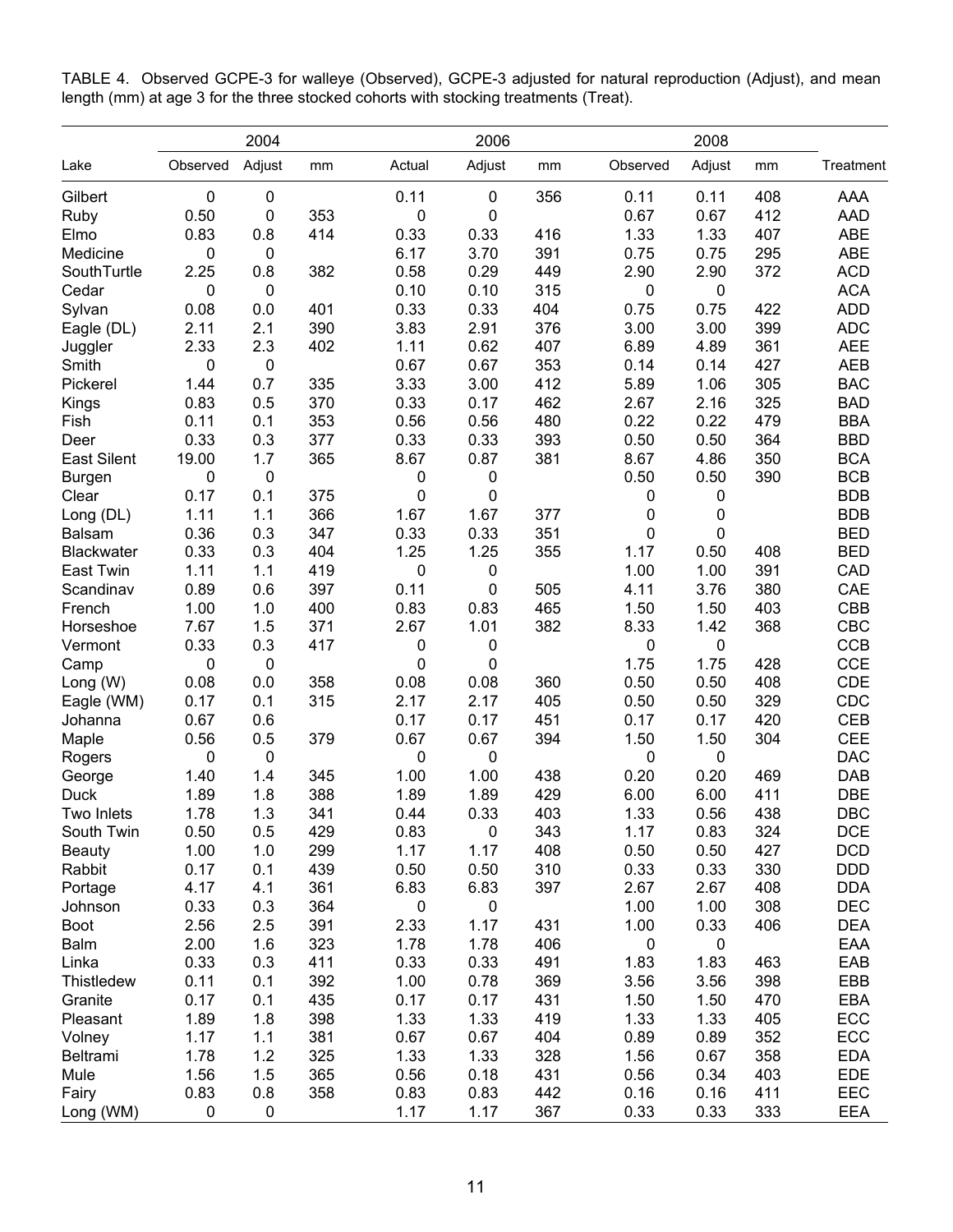TABLE 4. Observed GCPE-3 for walleye (Observed), GCPE-3 adjusted for natural reproduction (Adjust), and mean length (mm) at age 3 for the three stocked cohorts with stocking treatments (Treat).

| | 2004 | | | 2006 | | | 2008 | | | |
|---|---|---|---|---|---|---|---|---|---|---|
| Lake | Observed | Adjust | mm | Actual | Adjust | mm | Observed | Adjust | mm | Treatment |
| Gilbert | 0 | 0 | | 0.11 | 0 | 356 | 0.11 | 0.11 | 408 | AAA |
| Ruby | 0.50 | 0 | 353 | 0 | 0 | | 0.67 | 0.67 | 412 | AAD |
| Elmo | 0.83 | 0.8 | 414 | 0.33 | 0.33 | 416 | 1.33 | 1.33 | 407 | ABE |
| Medicine | 0 | 0 | | 6.17 | 3.70 | 391 | 0.75 | 0.75 | 295 | ABE |
| SouthTurtle | 2.25 | 0.8 | 382 | 0.58 | 0.29 | 449 | 2.90 | 2.90 | 372 | ACD |
| Cedar | 0 | 0 | | 0.10 | 0.10 | 315 | 0 | 0 | | ACA |
| Sylvan | 0.08 | 0.0 | 401 | 0.33 | 0.33 | 404 | 0.75 | 0.75 | 422 | ADD |
| Eagle (DL) | 2.11 | 2.1 | 390 | 3.83 | 2.91 | 376 | 3.00 | 3.00 | 399 | ADC |
| Juggler | 2.33 | 2.3 | 402 | 1.11 | 0.62 | 407 | 6.89 | 4.89 | 361 | AEE |
| Smith | 0 | 0 | | 0.67 | 0.67 | 353 | 0.14 | 0.14 | 427 | AEB |
| Pickerel | 1.44 | 0.7 | 335 | 3.33 | 3.00 | 412 | 5.89 | 1.06 | 305 | BAC |
| Kings | 0.83 | 0.5 | 370 | 0.33 | 0.17 | 462 | 2.67 | 2.16 | 325 | BAD |
| Fish | 0.11 | 0.1 | 353 | 0.56 | 0.56 | 480 | 0.22 | 0.22 | 479 | BBA |
| Deer | 0.33 | 0.3 | 377 | 0.33 | 0.33 | 393 | 0.50 | 0.50 | 364 | BBD |
| East Silent | 19.00 | 1.7 | 365 | 8.67 | 0.87 | 381 | 8.67 | 4.86 | 350 | BCA |
| Burgen | 0 | 0 | | 0 | 0 | | 0.50 | 0.50 | 390 | BCB |
| Clear | 0.17 | 0.1 | 375 | 0 | 0 | | 0 | 0 | | BDB |
| Long (DL) | 1.11 | 1.1 | 366 | 1.67 | 1.67 | 377 | 0 | 0 | | BDB |
| Balsam | 0.36 | 0.3 | 347 | 0.33 | 0.33 | 351 | 0 | 0 | | BED |
| Blackwater | 0.33 | 0.3 | 404 | 1.25 | 1.25 | 355 | 1.17 | 0.50 | 408 | BED |
| East Twin | 1.11 | 1.1 | 419 | 0 | 0 | | 1.00 | 1.00 | 391 | CAD |
| Scandinav | 0.89 | 0.6 | 397 | 0.11 | 0 | 505 | 4.11 | 3.76 | 380 | CAE |
| French | 1.00 | 1.0 | 400 | 0.83 | 0.83 | 465 | 1.50 | 1.50 | 403 | CBB |
| Horseshoe | 7.67 | 1.5 | 371 | 2.67 | 1.01 | 382 | 8.33 | 1.42 | 368 | CBC |
| Vermont | 0.33 | 0.3 | 417 | 0 | 0 | | 0 | 0 | | CCB |
| Camp | 0 | 0 | | 0 | 0 | | 1.75 | 1.75 | 428 | CCE |
| Long (W) | 0.08 | 0.0 | 358 | 0.08 | 0.08 | 360 | 0.50 | 0.50 | 408 | CDE |
| Eagle (WM) | 0.17 | 0.1 | 315 | 2.17 | 2.17 | 405 | 0.50 | 0.50 | 329 | CDC |
| Johanna | 0.67 | 0.6 | | 0.17 | 0.17 | 451 | 0.17 | 0.17 | 420 | CEB |
| Maple | 0.56 | 0.5 | 379 | 0.67 | 0.67 | 394 | 1.50 | 1.50 | 304 | CEE |
| Rogers | 0 | 0 | | 0 | 0 | | 0 | 0 | | DAC |
| George | 1.40 | 1.4 | 345 | 1.00 | 1.00 | 438 | 0.20 | 0.20 | 469 | DAB |
| Duck | 1.89 | 1.8 | 388 | 1.89 | 1.89 | 429 | 6.00 | 6.00 | 411 | DBE |
| Two Inlets | 1.78 | 1.3 | 341 | 0.44 | 0.33 | 403 | 1.33 | 0.56 | 438 | DBC |
| South Twin | 0.50 | 0.5 | 429 | 0.83 | 0 | 343 | 1.17 | 0.83 | 324 | DCE |
| Beauty | 1.00 | 1.0 | 299 | 1.17 | 1.17 | 408 | 0.50 | 0.50 | 427 | DCD |
| Rabbit | 0.17 | 0.1 | 439 | 0.50 | 0.50 | 310 | 0.33 | 0.33 | 330 | DDD |
| Portage | 4.17 | 4.1 | 361 | 6.83 | 6.83 | 397 | 2.67 | 2.67 | 408 | DDA |
| Johnson | 0.33 | 0.3 | 364 | 0 | 0 | | 1.00 | 1.00 | 308 | DEC |
| Boot | 2.56 | 2.5 | 391 | 2.33 | 1.17 | 431 | 1.00 | 0.33 | 406 | DEA |
| Balm | 2.00 | 1.6 | 323 | 1.78 | 1.78 | 406 | 0 | 0 | | EAA |
| Linka | 0.33 | 0.3 | 411 | 0.33 | 0.33 | 491 | 1.83 | 1.83 | 463 | EAB |
| Thistledew | 0.11 | 0.1 | 392 | 1.00 | 0.78 | 369 | 3.56 | 3.56 | 398 | EBB |
| Granite | 0.17 | 0.1 | 435 | 0.17 | 0.17 | 431 | 1.50 | 1.50 | 470 | EBA |
| Pleasant | 1.89 | 1.8 | 398 | 1.33 | 1.33 | 419 | 1.33 | 1.33 | 405 | ECC |
| Volney | 1.17 | 1.1 | 381 | 0.67 | 0.67 | 404 | 0.89 | 0.89 | 352 | ECC |
| Beltrami | 1.78 | 1.2 | 325 | 1.33 | 1.33 | 328 | 1.56 | 0.67 | 358 | EDA |
| Mule | 1.56 | 1.5 | 365 | 0.56 | 0.18 | 431 | 0.56 | 0.34 | 403 | EDE |
| Fairy | 0.83 | 0.8 | 358 | 0.83 | 0.83 | 442 | 0.16 | 0.16 | 411 | EEC |
| Long (WM) | 0 | 0 | | 1.17 | 1.17 | 367 | 0.33 | 0.33 | 333 | EEA |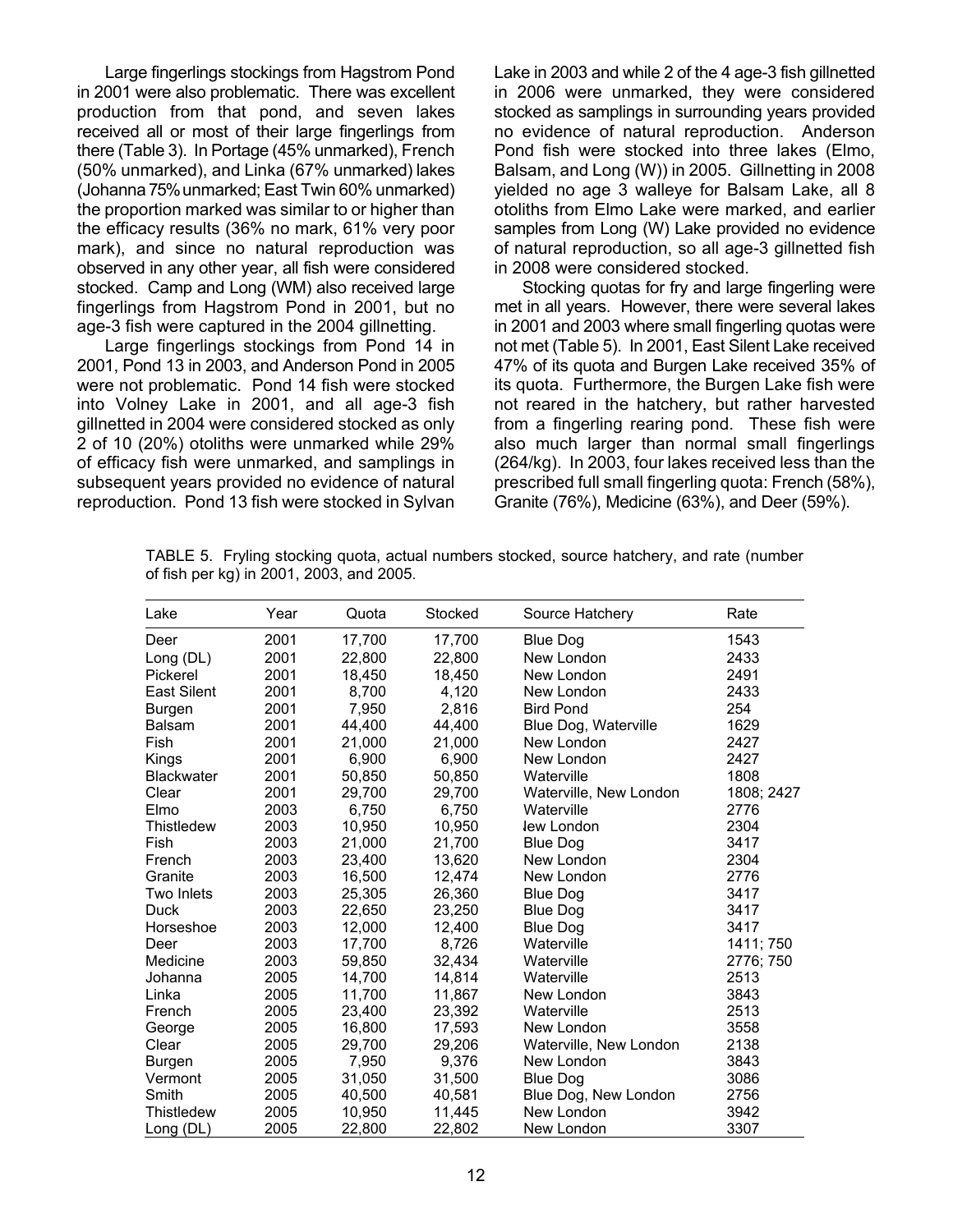Large fingerlings stockings from Hagstrom Pond in 2001 were also problematic. There was excellent production from that pond, and seven lakes received all or most of their large fingerlings from there (Table 3). In Portage (45% unmarked), French (50% unmarked), and Linka (67% unmarked) lakes (Johanna 75% unmarked; East Twin 60% unmarked) the proportion marked was similar to or higher than the efficacy results (36% no mark, 61% very poor mark), and since no natural reproduction was observed in any other year, all fish were considered stocked. Camp and Long (WM) also received large fingerlings from Hagstrom Pond in 2001, but no age-3 fish were captured in the 2004 gillnetting.

Large fingerlings stockings from Pond 14 in 2001, Pond 13 in 2003, and Anderson Pond in 2005 were not problematic. Pond 14 fish were stocked into Volney Lake in 2001, and all age-3 fish gillnetted in 2004 were considered stocked as only 2 of 10 (20%) otoliths were unmarked while 29% of efficacy fish were unmarked, and samplings in subsequent years provided no evidence of natural reproduction. Pond 13 fish were stocked in Sylvan Lake in 2003 and while 2 of the 4 age-3 fish gillnetted in 2006 were unmarked, they were considered stocked as samplings in surrounding years provided no evidence of natural reproduction. Anderson Pond fish were stocked into three lakes (Elmo, Balsam, and Long (W)) in 2005. Gillnetting in 2008 yielded no age 3 walleye for Balsam Lake, all 8 otoliths from Elmo Lake were marked, and earlier samples from Long (W) Lake provided no evidence of natural reproduction, so all age-3 gillnetted fish in 2008 were considered stocked.

Stocking quotas for fry and large fingerling were met in all years. However, there were several lakes in 2001 and 2003 where small fingerling quotas were not met (Table 5). In 2001, East Silent Lake received 47% of its quota and Burgen Lake received 35% of its quota. Furthermore, the Burgen Lake fish were not reared in the hatchery, but rather harvested from a fingerling rearing pond. These fish were also much larger than normal small fingerlings (264/kg). In 2003, four lakes received less than the prescribed full small fingerling quota: French (58%), Granite (76%), Medicine (63%), and Deer (59%).

TABLE 5. Fryling stocking quota, actual numbers stocked, source hatchery, and rate (number of fish per kg) in 2001, 2003, and 2005.

| Lake | Year | Quota | Stocked | Source Hatchery | Rate |
|---|---|---|---|---|---|
| Deer | 2001 | 17,700 | 17,700 | Blue Dog | 1543 |
| Long (DL) | 2001 | 22,800 | 22,800 | New London | 2433 |
| Pickerel | 2001 | 18,450 | 18,450 | New London | 2491 |
| East Silent | 2001 | 8,700 | 4,120 | New London | 2433 |
| Burgen | 2001 | 7,950 | 2,816 | Bird Pond | 254 |
| Balsam | 2001 | 44,400 | 44,400 | Blue Dog, Waterville | 1629 |
| Fish | 2001 | 21,000 | 21,000 | New London | 2427 |
| Kings | 2001 | 6,900 | 6,900 | New London | 2427 |
| Blackwater | 2001 | 50,850 | 50,850 | Waterville | 1808 |
| Clear | 2001 | 29,700 | 29,700 | Waterville, New London | 1808; 2427 |
| Elmo | 2003 | 6,750 | 6,750 | Waterville | 2776 |
| Thistledew | 2003 | 10,950 | 10,950 | lew London | 2304 |
| Fish | 2003 | 21,000 | 21,700 | Blue Dog | 3417 |
| French | 2003 | 23,400 | 13,620 | New London | 2304 |
| Granite | 2003 | 16,500 | 12,474 | New London | 2776 |
| Two Inlets | 2003 | 25,305 | 26,360 | Blue Dog | 3417 |
| Duck | 2003 | 22,650 | 23,250 | Blue Dog | 3417 |
| Horseshoe | 2003 | 12,000 | 12,400 | Blue Dog | 3417 |
| Deer | 2003 | 17,700 | 8,726 | Waterville | 1411; 750 |
| Medicine | 2003 | 59,850 | 32,434 | Waterville | 2776; 750 |
| Johanna | 2005 | 14,700 | 14,814 | Waterville | 2513 |
| Linka | 2005 | 11,700 | 11,867 | New London | 3843 |
| French | 2005 | 23,400 | 23,392 | Waterville | 2513 |
| George | 2005 | 16,800 | 17,593 | New London | 3558 |
| Clear | 2005 | 29,700 | 29,206 | Waterville, New London | 2138 |
| Burgen | 2005 | 7,950 | 9,376 | New London | 3843 |
| Vermont | 2005 | 31,050 | 31,500 | Blue Dog | 3086 |
| Smith | 2005 | 40,500 | 40,581 | Blue Dog, New London | 2756 |
| Thistledew | 2005 | 10,950 | 11,445 | New London | 3942 |
| Long (DL) | 2005 | 22,800 | 22,802 | New London | 3307 |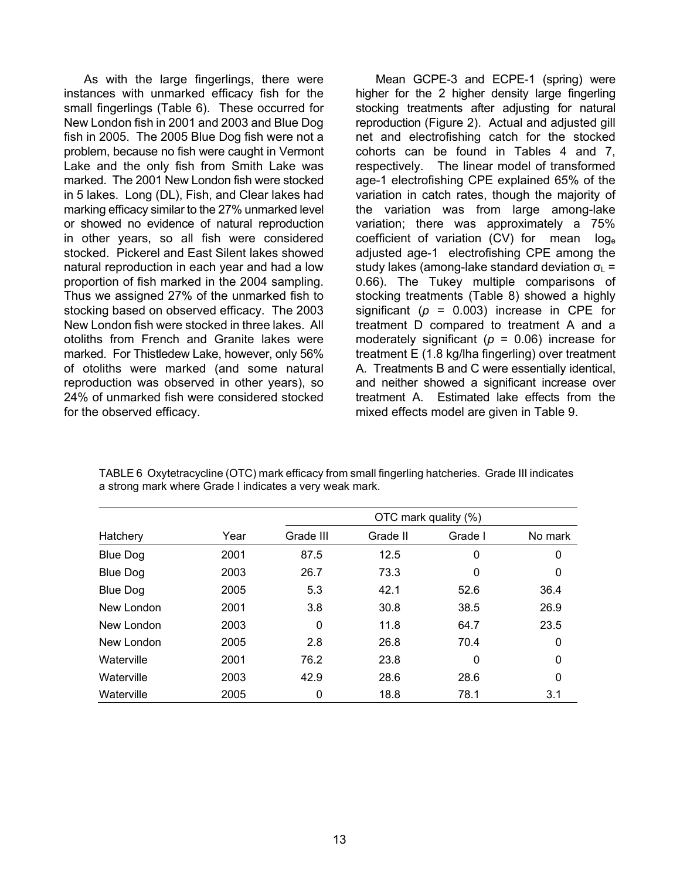As with the large fingerlings, there were instances with unmarked efficacy fish for the small fingerlings (Table 6). These occurred for New London fish in 2001 and 2003 and Blue Dog fish in 2005. The 2005 Blue Dog fish were not a problem, because no fish were caught in Vermont Lake and the only fish from Smith Lake was marked. The 2001 New London fish were stocked in 5 lakes. Long (DL), Fish, and Clear lakes had marking efficacy similar to the 27% unmarked level or showed no evidence of natural reproduction in other years, so all fish were considered stocked. Pickerel and East Silent lakes showed natural reproduction in each year and had a low proportion of fish marked in the 2004 sampling. Thus we assigned 27% of the unmarked fish to stocking based on observed efficacy. The 2003 New London fish were stocked in three lakes. All otoliths from French and Granite lakes were marked. For Thistledew Lake, however, only 56% of otoliths were marked (and some natural reproduction was observed in other years), so 24% of unmarked fish were considered stocked for the observed efficacy.

Mean GCPE-3 and ECPE-1 (spring) were higher for the 2 higher density large fingerling stocking treatments after adjusting for natural reproduction (Figure 2). Actual and adjusted gill net and electrofishing catch for the stocked cohorts can be found in Tables 4 and 7, respectively. The linear model of transformed age-1 electrofishing CPE explained 65% of the variation in catch rates, though the majority of the variation was from large among-lake variation; there was approximately a 75% coefficient of variation (CV) for mean $\log_e$ adjusted age-1 electrofishing CPE among the study lakes (among-lake standard deviation $\sigma_L$ = 0.66). The Tukey multiple comparisons of stocking treatments (Table 8) showed a highly significant ($p$ = 0.003) increase in CPE for treatment D compared to treatment A and a moderately significant ($p$ = 0.06) increase for treatment E (1.8 kg/lha fingerling) over treatment A. Treatments B and C were essentially identical, and neither showed a significant increase over treatment A. Estimated lake effects from the mixed effects model are given in Table 9.

TABLE 6 Oxytetracycline (OTC) mark efficacy from small fingerling hatcheries. Grade III indicates a strong mark where Grade I indicates a very weak mark.

| | | OTC mark quality (%) | | | |
|---|---|---|---|---|---|
| Hatchery | Year | Grade III | Grade II | Grade I | No mark |
| Blue Dog | 2001 | 87.5 | 12.5 | 0 | 0 |
| Blue Dog | 2003 | 26.7 | 73.3 | 0 | 0 |
| Blue Dog | 2005 | 5.3 | 42.1 | 52.6 | 36.4 |
| New London | 2001 | 3.8 | 30.8 | 38.5 | 26.9 |
| New London | 2003 | 0 | 11.8 | 64.7 | 23.5 |
| New London | 2005 | 2.8 | 26.8 | 70.4 | 0 |
| Waterville | 2001 | 76.2 | 23.8 | 0 | 0 |
| Waterville | 2003 | 42.9 | 28.6 | 28.6 | 0 |
| Waterville | 2005 | 0 | 18.8 | 78.1 | 3.1 |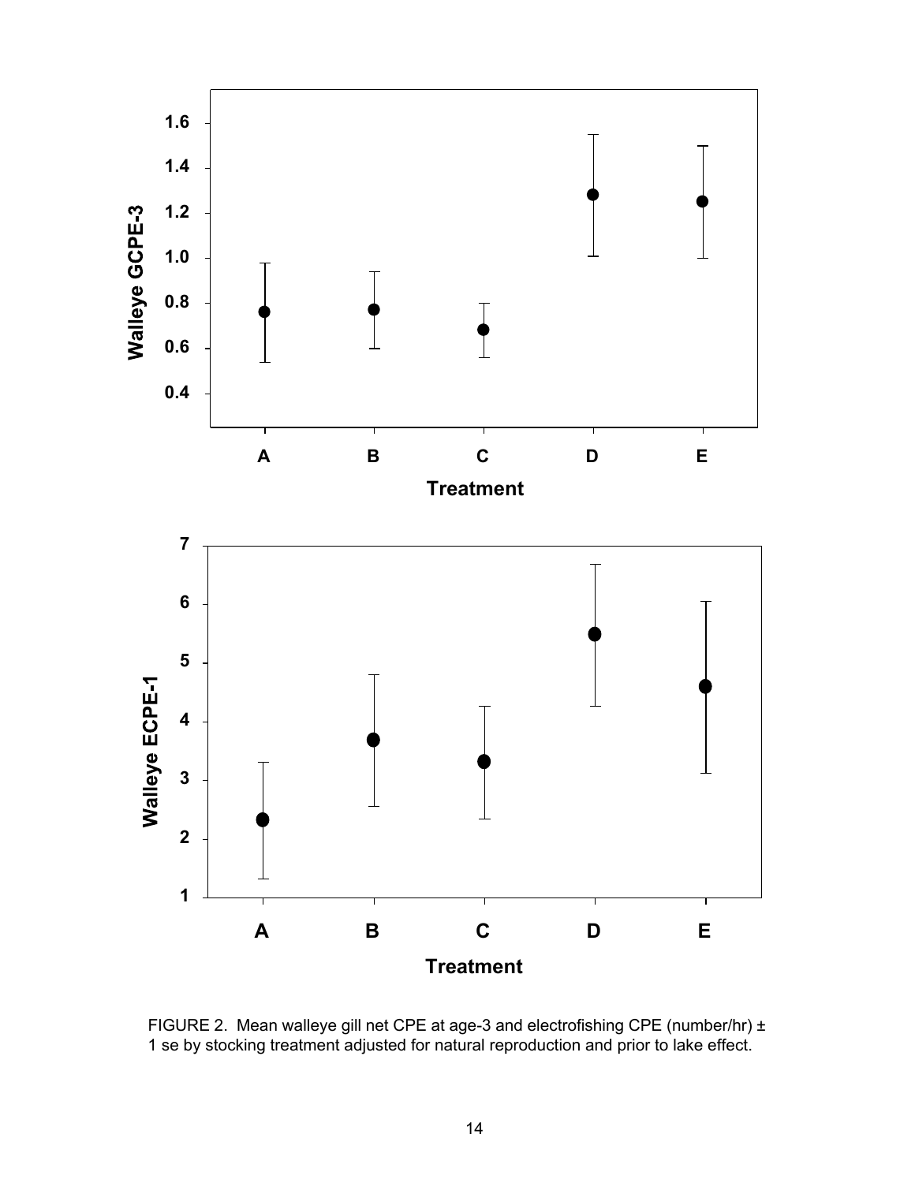FIGURE 2. Mean walleye gill net CPE at age-3 and electrofishing CPE (number/hr) ± 1 se by stocking treatment adjusted for natural reproduction and prior to lake effect.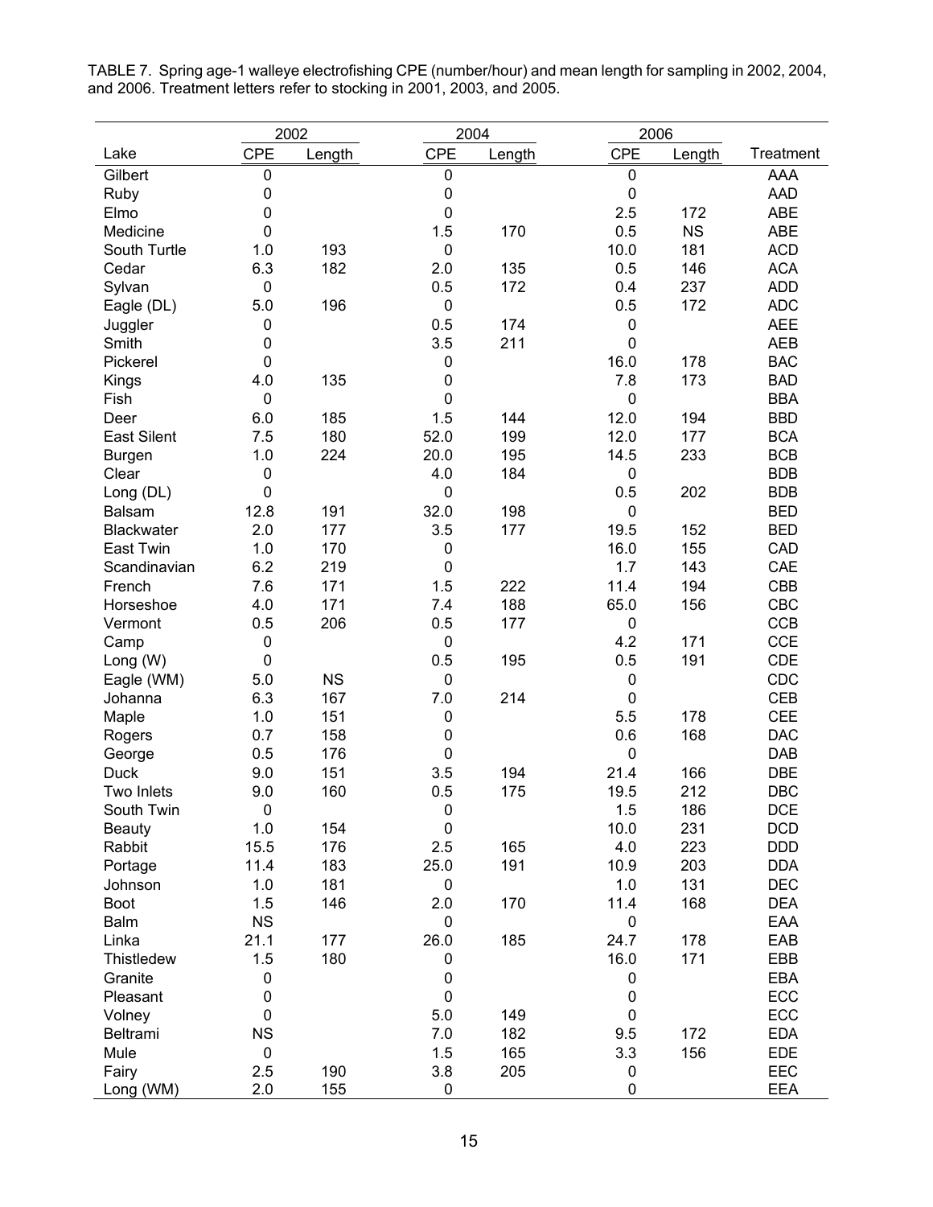TABLE 7. Spring age-1 walleye electrofishing CPE (number/hour) and mean length for sampling in 2002, 2004, and 2006. Treatment letters refer to stocking in 2001, 2003, and 2005.

| | 2002 | | 2004 | | 2006 | | |
|---|---|---|---|---|---|---|---|
| Lake | CPE | Length | CPE | Length | CPE | Length | Treatment |
| Gilbert | 0 | | 0 | | 0 | | AAA |
| Ruby | 0 | | 0 | | 0 | | AAD |
| Elmo | 0 | | 0 | | 2.5 | 172 | ABE |
| Medicine | 0 | | 1.5 | 170 | 0.5 | NS | ABE |
| South Turtle | 1.0 | 193 | 0 | | 10.0 | 181 | ACD |
| Cedar | 6.3 | 182 | 2.0 | 135 | 0.5 | 146 | ACA |
| Sylvan | 0 | | 0.5 | 172 | 0.4 | 237 | ADD |
| Eagle (DL) | 5.0 | 196 | 0 | | 0.5 | 172 | ADC |
| Juggler | 0 | | 0.5 | 174 | 0 | | AEE |
| Smith | 0 | | 3.5 | 211 | 0 | | AEB |
| Pickerel | 0 | | 0 | | 16.0 | 178 | BAC |
| Kings | 4.0 | 135 | 0 | | 7.8 | 173 | BAD |
| Fish | 0 | | 0 | | 0 | | BBA |
| Deer | 6.0 | 185 | 1.5 | 144 | 12.0 | 194 | BBD |
| East Silent | 7.5 | 180 | 52.0 | 199 | 12.0 | 177 | BCA |
| Burgen | 1.0 | 224 | 20.0 | 195 | 14.5 | 233 | BCB |
| Clear | 0 | | 4.0 | 184 | 0 | | BDB |
| Long (DL) | 0 | | 0 | | 0.5 | 202 | BDB |
| Balsam | 12.8 | 191 | 32.0 | 198 | 0 | | BED |
| Blackwater | 2.0 | 177 | 3.5 | 177 | 19.5 | 152 | BED |
| East Twin | 1.0 | 170 | 0 | | 16.0 | 155 | CAD |
| Scandinavian | 6.2 | 219 | 0 | | 1.7 | 143 | CAE |
| French | 7.6 | 171 | 1.5 | 222 | 11.4 | 194 | CBB |
| Horseshoe | 4.0 | 171 | 7.4 | 188 | 65.0 | 156 | CBC |
| Vermont | 0.5 | 206 | 0.5 | 177 | 0 | | CCB |
| Camp | 0 | | 0 | | 4.2 | 171 | CCE |
| Long (W) | 0 | | 0.5 | 195 | 0.5 | 191 | CDE |
| Eagle (WM) | 5.0 | NS | 0 | | 0 | | CDC |
| Johanna | 6.3 | 167 | 7.0 | 214 | 0 | | CEB |
| Maple | 1.0 | 151 | 0 | | 5.5 | 178 | CEE |
| Rogers | 0.7 | 158 | 0 | | 0.6 | 168 | DAC |
| George | 0.5 | 176 | 0 | | 0 | | DAB |
| Duck | 9.0 | 151 | 3.5 | 194 | 21.4 | 166 | DBE |
| Two Inlets | 9.0 | 160 | 0.5 | 175 | 19.5 | 212 | DBC |
| South Twin | 0 | | 0 | | 1.5 | 186 | DCE |
| Beauty | 1.0 | 154 | 0 | | 10.0 | 231 | DCD |
| Rabbit | 15.5 | 176 | 2.5 | 165 | 4.0 | 223 | DDD |
| Portage | 11.4 | 183 | 25.0 | 191 | 10.9 | 203 | DDA |
| Johnson | 1.0 | 181 | 0 | | 1.0 | 131 | DEC |
| Boot | 1.5 | 146 | 2.0 | 170 | 11.4 | 168 | DEA |
| Balm | NS | | 0 | | 0 | | EAA |
| Linka | 21.1 | 177 | 26.0 | 185 | 24.7 | 178 | EAB |
| Thistledew | 1.5 | 180 | 0 | | 16.0 | 171 | EBB |
| Granite | 0 | | 0 | | 0 | | EBA |
| Pleasant | 0 | | 0 | | 0 | | ECC |
| Volney | 0 | | 5.0 | 149 | 0 | | ECC |
| Beltrami | NS | | 7.0 | 182 | 9.5 | 172 | EDA |
| Mule | 0 | | 1.5 | 165 | 3.3 | 156 | EDE |
| Fairy | 2.5 | 190 | 3.8 | 205 | 0 | | EEC |
| Long (WM) | 2.0 | 155 | 0 | | 0 | | EEA |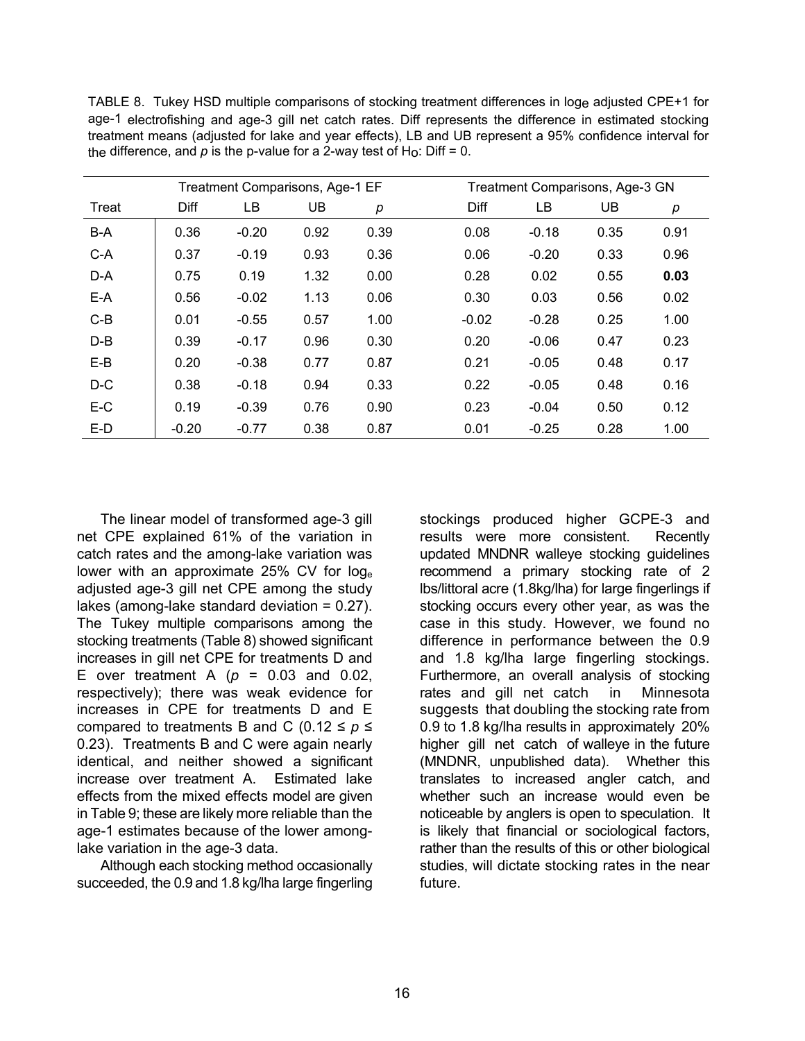TABLE 8. Tukey HSD multiple comparisons of stocking treatment differences in $\log_e$ adjusted CPE+1 for age-1 electrofishing and age-3 gill net catch rates. Diff represents the difference in estimated stocking treatment means (adjusted for lake and year effects), LB and UB represent a 95% confidence interval for the difference, and *p* is the p-value for a 2-way test of $H_0$: Diff = 0.

| | Treatment Comparisons, Age-1 EF | | | | Treatment Comparisons, Age-3 GN | | | |
|---|---|---|---|---|---|---|---|---|
| Treat | Diff | LB | UB | *p* | Diff | LB | UB | *p* |
| B-A | 0.36 | -0.20 | 0.92 | 0.39 | 0.08 | -0.18 | 0.35 | 0.91 |
| C-A | 0.37 | -0.19 | 0.93 | 0.36 | 0.06 | -0.20 | 0.33 | 0.96 |
| D-A | 0.75 | 0.19 | 1.32 | 0.00 | 0.28 | 0.02 | 0.55 | **0.03** |
| E-A | 0.56 | -0.02 | 1.13 | 0.06 | 0.30 | 0.03 | 0.56 | 0.02 |
| C-B | 0.01 | -0.55 | 0.57 | 1.00 | -0.02 | -0.28 | 0.25 | 1.00 |
| D-B | 0.39 | -0.17 | 0.96 | 0.30 | 0.20 | -0.06 | 0.47 | 0.23 |
| E-B | 0.20 | -0.38 | 0.77 | 0.87 | 0.21 | -0.05 | 0.48 | 0.17 |
| D-C | 0.38 | -0.18 | 0.94 | 0.33 | 0.22 | -0.05 | 0.48 | 0.16 |
| E-C | 0.19 | -0.39 | 0.76 | 0.90 | 0.23 | -0.04 | 0.50 | 0.12 |
| E-D | -0.20 | -0.77 | 0.38 | 0.87 | 0.01 | -0.25 | 0.28 | 1.00 |

The linear model of transformed age-3 gill net CPE explained 61% of the variation in catch rates and the among-lake variation was lower with an approximate 25% CV for $\log_e$ adjusted age-3 gill net CPE among the study lakes (among-lake standard deviation = 0.27). The Tukey multiple comparisons among the stocking treatments (Table 8) showed significant increases in gill net CPE for treatments D and E over treatment A ($p$ = 0.03 and 0.02, respectively); there was weak evidence for increases in CPE for treatments D and E compared to treatments B and C ($0.12 \leq p \leq 0.23$). Treatments B and C were again nearly identical, and neither showed a significant increase over treatment A. Estimated lake effects from the mixed effects model are given in Table 9; these are likely more reliable than the age-1 estimates because of the lower among-lake variation in the age-3 data.

Although each stocking method occasionally succeeded, the 0.9 and 1.8 kg/lha large fingerling stockings produced higher GCPE-3 and results were more consistent. Recently updated MNDNR walleye stocking guidelines recommend a primary stocking rate of 2 lbs/littoral acre (1.8kg/lha) for large fingerlings if stocking occurs every other year, as was the case in this study. However, we found no difference in performance between the 0.9 and 1.8 kg/lha large fingerling stockings. Furthermore, an overall analysis of stocking rates and gill net catch in Minnesota suggests that doubling the stocking rate from 0.9 to 1.8 kg/lha results in approximately 20% higher gill net catch of walleye in the future (MNDNR, unpublished data). Whether this translates to increased angler catch, and whether such an increase would even be noticeable by anglers is open to speculation. It is likely that financial or sociological factors, rather than the results of this or other biological studies, will dictate stocking rates in the near future.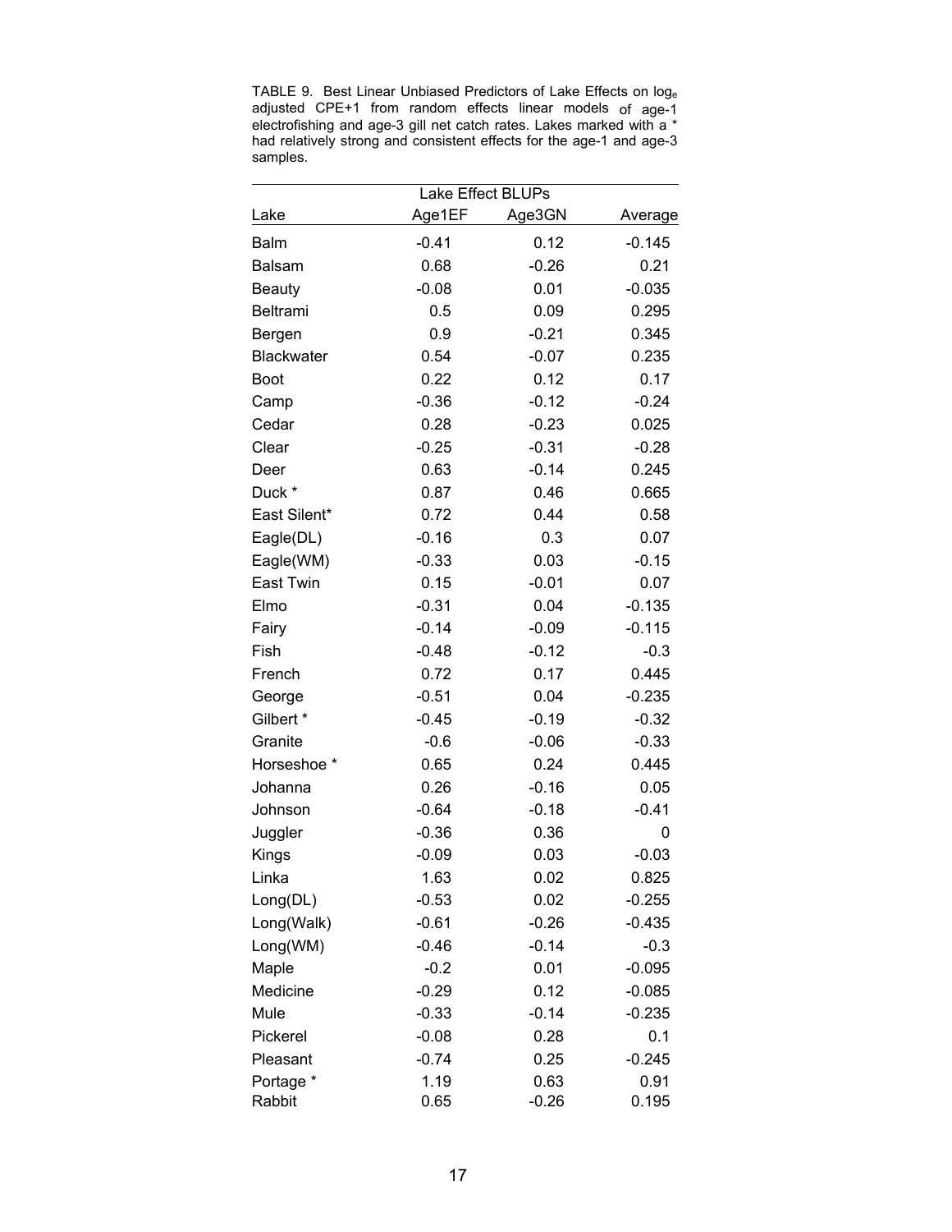TABLE 9. Best Linear Unbiased Predictors of Lake Effects on $\log_e$ adjusted CPE+1 from random effects linear models of age-1 electrofishing and age-3 gill net catch rates. Lakes marked with a * had relatively strong and consistent effects for the age-1 and age-3 samples.

| | Lake Effect BLUPs | | |
|---|---|---|---|
| Lake | Age1EF | Age3GN | Average |
| Balm | -0.41 | 0.12 | -0.145 |
| Balsam | 0.68 | -0.26 | 0.21 |
| Beauty | -0.08 | 0.01 | -0.035 |
| Beltrami | 0.5 | 0.09 | 0.295 |
| Bergen | 0.9 | -0.21 | 0.345 |
| Blackwater | 0.54 | -0.07 | 0.235 |
| Boot | 0.22 | 0.12 | 0.17 |
| Camp | -0.36 | -0.12 | -0.24 |
| Cedar | 0.28 | -0.23 | 0.025 |
| Clear | -0.25 | -0.31 | -0.28 |
| Deer | 0.63 | -0.14 | 0.245 |
| Duck * | 0.87 | 0.46 | 0.665 |
| East Silent* | 0.72 | 0.44 | 0.58 |
| Eagle(DL) | -0.16 | 0.3 | 0.07 |
| Eagle(WM) | -0.33 | 0.03 | -0.15 |
| East Twin | 0.15 | -0.01 | 0.07 |
| Elmo | -0.31 | 0.04 | -0.135 |
| Fairy | -0.14 | -0.09 | -0.115 |
| Fish | -0.48 | -0.12 | -0.3 |
| French | 0.72 | 0.17 | 0.445 |
| George | -0.51 | 0.04 | -0.235 |
| Gilbert * | -0.45 | -0.19 | -0.32 |
| Granite | -0.6 | -0.06 | -0.33 |
| Horseshoe * | 0.65 | 0.24 | 0.445 |
| Johanna | 0.26 | -0.16 | 0.05 |
| Johnson | -0.64 | -0.18 | -0.41 |
| Juggler | -0.36 | 0.36 | 0 |
| Kings | -0.09 | 0.03 | -0.03 |
| Linka | 1.63 | 0.02 | 0.825 |
| Long(DL) | -0.53 | 0.02 | -0.255 |
| Long(Walk) | -0.61 | -0.26 | -0.435 |
| Long(WM) | -0.46 | -0.14 | -0.3 |
| Maple | -0.2 | 0.01 | -0.095 |
| Medicine | -0.29 | 0.12 | -0.085 |
| Mule | -0.33 | -0.14 | -0.235 |
| Pickerel | -0.08 | 0.28 | 0.1 |
| Pleasant | -0.74 | 0.25 | -0.245 |
| Portage * | 1.19 | 0.63 | 0.91 |
| Rabbit | 0.65 | -0.26 | 0.195 |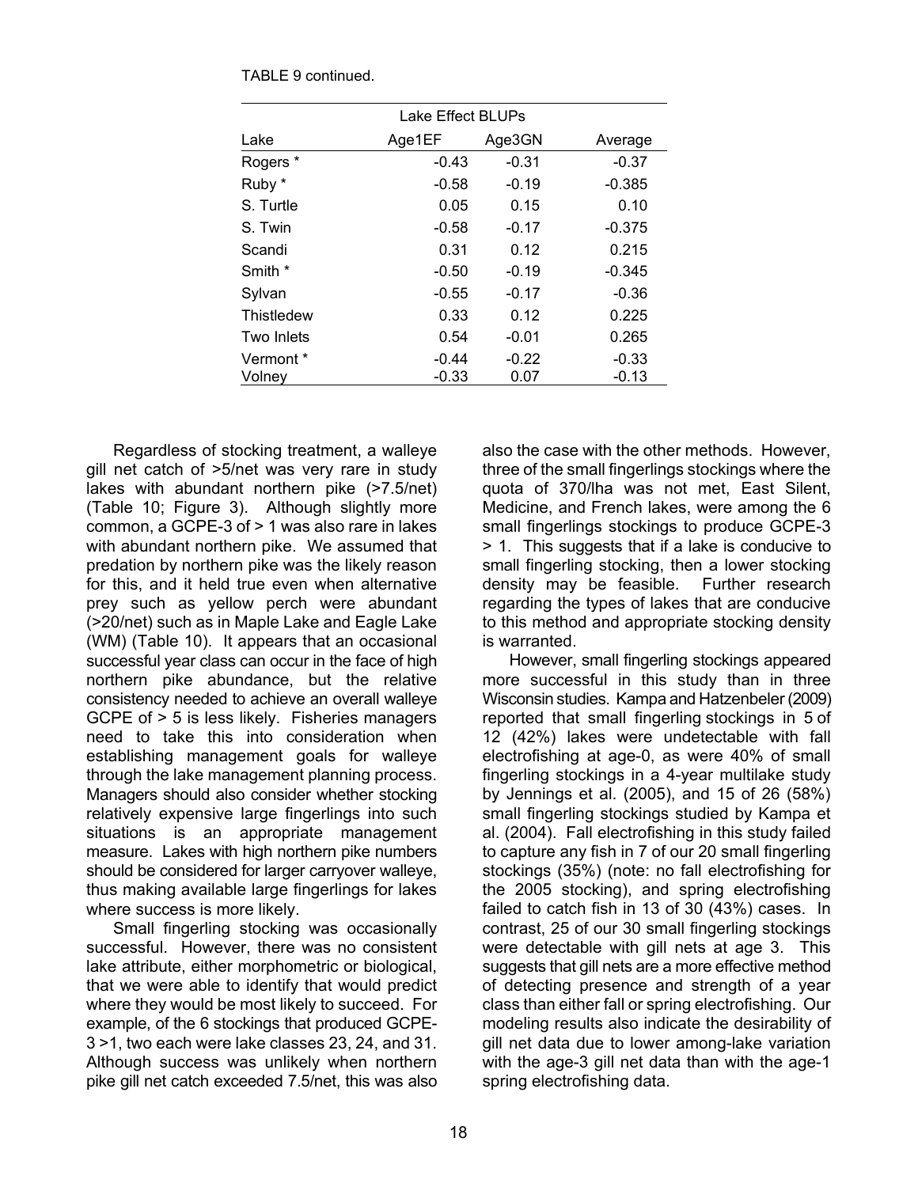TABLE 9 continued.

| | Lake Effect BLUPs | | |
|---|---|---|---|
| Lake | Age1EF | Age3GN | Average |
| Rogers * | -0.43 | -0.31 | -0.37 |
| Ruby * | -0.58 | -0.19 | -0.385 |
| S. Turtle | 0.05 | 0.15 | 0.10 |
| S. Twin | -0.58 | -0.17 | -0.375 |
| Scandi | 0.31 | 0.12 | 0.215 |
| Smith * | -0.50 | -0.19 | -0.345 |
| Sylvan | -0.55 | -0.17 | -0.36 |
| Thistledew | 0.33 | 0.12 | 0.225 |
| Two Inlets | 0.54 | -0.01 | 0.265 |
| Vermont * | -0.44 | -0.22 | -0.33 |
| Volney | -0.33 | 0.07 | -0.13 |

Regardless of stocking treatment, a walleye gill net catch of >5/net was very rare in study lakes with abundant northern pike (>7.5/net) (Table 10; Figure 3). Although slightly more common, a GCPE-3 of > 1 was also rare in lakes with abundant northern pike. We assumed that predation by northern pike was the likely reason for this, and it held true even when alternative prey such as yellow perch were abundant (>20/net) such as in Maple Lake and Eagle Lake (WM) (Table 10). It appears that an occasional successful year class can occur in the face of high northern pike abundance, but the relative consistency needed to achieve an overall walleye GCPE of > 5 is less likely. Fisheries managers need to take this into consideration when establishing management goals for walleye through the lake management planning process. Managers should also consider whether stocking relatively expensive large fingerlings into such situations is an appropriate management measure. Lakes with high northern pike numbers should be considered for larger carryover walleye, thus making available large fingerlings for lakes where success is more likely.

Small fingerling stocking was occasionally successful. However, there was no consistent lake attribute, either morphometric or biological, that we were able to identify that would predict where they would be most likely to succeed. For example, of the 6 stockings that produced GCPE-3 >1, two each were lake classes 23, 24, and 31. Although success was unlikely when northern pike gill net catch exceeded 7.5/net, this was also also the case with the other methods. However, three of the small fingerlings stockings where the quota of 370/lha was not met, East Silent, Medicine, and French lakes, were among the 6 small fingerlings stockings to produce GCPE-3 > 1. This suggests that if a lake is conducive to small fingerling stocking, then a lower stocking density may be feasible. Further research regarding the types of lakes that are conducive to this method and appropriate stocking density is warranted.

However, small fingerling stockings appeared more successful in this study than in three Wisconsin studies. Kampa and Hatzenbeler (2009) reported that small fingerling stockings in 5 of 12 (42%) lakes were undetectable with fall electrofishing at age-0, as were 40% of small fingerling stockings in a 4-year multilake study by Jennings et al. (2005), and 15 of 26 (58%) small fingerling stockings studied by Kampa et al. (2004). Fall electrofishing in this study failed to capture any fish in 7 of our 20 small fingerling stockings (35%) (note: no fall electrofishing for the 2005 stocking), and spring electrofishing failed to catch fish in 13 of 30 (43%) cases. In contrast, 25 of our 30 small fingerling stockings were detectable with gill nets at age 3. This suggests that gill nets are a more effective method of detecting presence and strength of a year class than either fall or spring electrofishing. Our modeling results also indicate the desirability of gill net data due to lower among-lake variation with the age-3 gill net data than with the age-1 spring electrofishing data.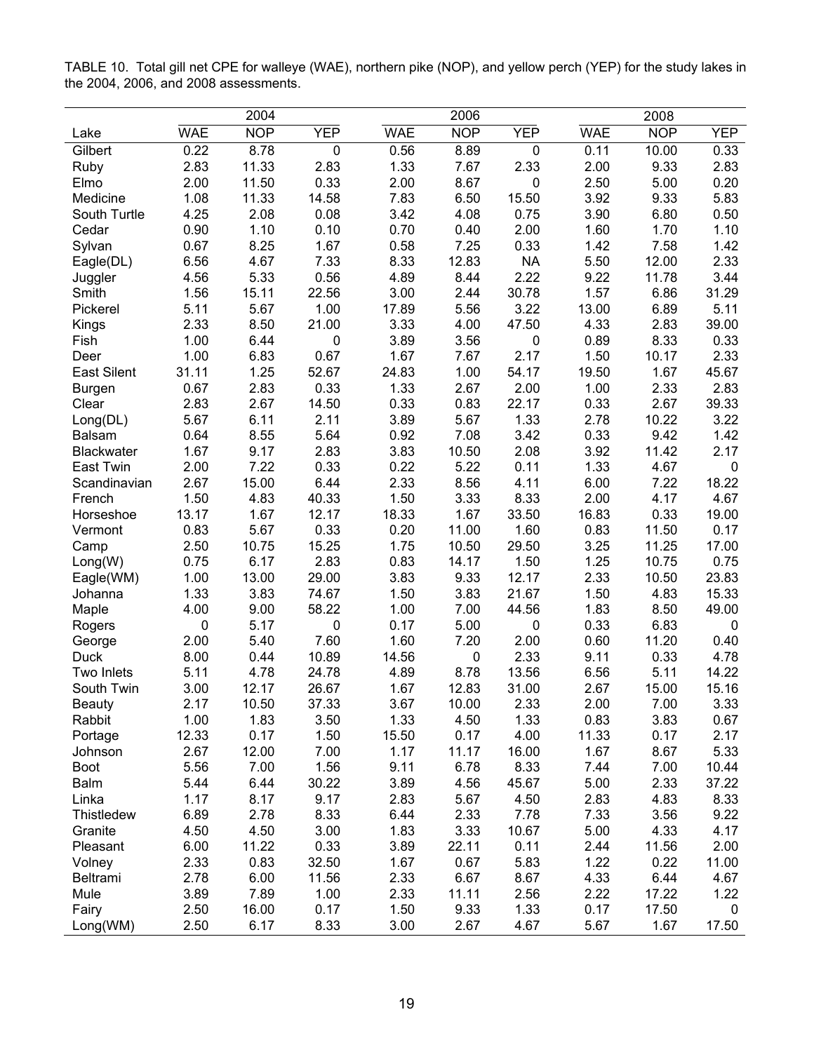TABLE 10. Total gill net CPE for walleye (WAE), northern pike (NOP), and yellow perch (YEP) for the study lakes in the 2004, 2006, and 2008 assessments.

| | 2004 | | | 2006 | | | 2008 | | |
|---|---|---|---|---|---|---|---|---|---|
| Lake | WAE | NOP | YEP | WAE | NOP | YEP | WAE | NOP | YEP |
| Gilbert | 0.22 | 8.78 | 0 | 0.56 | 8.89 | 0 | 0.11 | 10.00 | 0.33 |
| Ruby | 2.83 | 11.33 | 2.83 | 1.33 | 7.67 | 2.33 | 2.00 | 9.33 | 2.83 |
| Elmo | 2.00 | 11.50 | 0.33 | 2.00 | 8.67 | 0 | 2.50 | 5.00 | 0.20 |
| Medicine | 1.08 | 11.33 | 14.58 | 7.83 | 6.50 | 15.50 | 3.92 | 9.33 | 5.83 |
| South Turtle | 4.25 | 2.08 | 0.08 | 3.42 | 4.08 | 0.75 | 3.90 | 6.80 | 0.50 |
| Cedar | 0.90 | 1.10 | 0.10 | 0.70 | 0.40 | 2.00 | 1.60 | 1.70 | 1.10 |
| Sylvan | 0.67 | 8.25 | 1.67 | 0.58 | 7.25 | 0.33 | 1.42 | 7.58 | 1.42 |
| Eagle(DL) | 6.56 | 4.67 | 7.33 | 8.33 | 12.83 | NA | 5.50 | 12.00 | 2.33 |
| Juggler | 4.56 | 5.33 | 0.56 | 4.89 | 8.44 | 2.22 | 9.22 | 11.78 | 3.44 |
| Smith | 1.56 | 15.11 | 22.56 | 3.00 | 2.44 | 30.78 | 1.57 | 6.86 | 31.29 |
| Pickerel | 5.11 | 5.67 | 1.00 | 17.89 | 5.56 | 3.22 | 13.00 | 6.89 | 5.11 |
| Kings | 2.33 | 8.50 | 21.00 | 3.33 | 4.00 | 47.50 | 4.33 | 2.83 | 39.00 |
| Fish | 1.00 | 6.44 | 0 | 3.89 | 3.56 | 0 | 0.89 | 8.33 | 0.33 |
| Deer | 1.00 | 6.83 | 0.67 | 1.67 | 7.67 | 2.17 | 1.50 | 10.17 | 2.33 |
| East Silent | 31.11 | 1.25 | 52.67 | 24.83 | 1.00 | 54.17 | 19.50 | 1.67 | 45.67 |
| Burgen | 0.67 | 2.83 | 0.33 | 1.33 | 2.67 | 2.00 | 1.00 | 2.33 | 2.83 |
| Clear | 2.83 | 2.67 | 14.50 | 0.33 | 0.83 | 22.17 | 0.33 | 2.67 | 39.33 |
| Long(DL) | 5.67 | 6.11 | 2.11 | 3.89 | 5.67 | 1.33 | 2.78 | 10.22 | 3.22 |
| Balsam | 0.64 | 8.55 | 5.64 | 0.92 | 7.08 | 3.42 | 0.33 | 9.42 | 1.42 |
| Blackwater | 1.67 | 9.17 | 2.83 | 3.83 | 10.50 | 2.08 | 3.92 | 11.42 | 2.17 |
| East Twin | 2.00 | 7.22 | 0.33 | 0.22 | 5.22 | 0.11 | 1.33 | 4.67 | 0 |
| Scandinavian | 2.67 | 15.00 | 6.44 | 2.33 | 8.56 | 4.11 | 6.00 | 7.22 | 18.22 |
| French | 1.50 | 4.83 | 40.33 | 1.50 | 3.33 | 8.33 | 2.00 | 4.17 | 4.67 |
| Horseshoe | 13.17 | 1.67 | 12.17 | 18.33 | 1.67 | 33.50 | 16.83 | 0.33 | 19.00 |
| Vermont | 0.83 | 5.67 | 0.33 | 0.20 | 11.00 | 1.60 | 0.83 | 11.50 | 0.17 |
| Camp | 2.50 | 10.75 | 15.25 | 1.75 | 10.50 | 29.50 | 3.25 | 11.25 | 17.00 |
| Long(W) | 0.75 | 6.17 | 2.83 | 0.83 | 14.17 | 1.50 | 1.25 | 10.75 | 0.75 |
| Eagle(WM) | 1.00 | 13.00 | 29.00 | 3.83 | 9.33 | 12.17 | 2.33 | 10.50 | 23.83 |
| Johanna | 1.33 | 3.83 | 74.67 | 1.50 | 3.83 | 21.67 | 1.50 | 4.83 | 15.33 |
| Maple | 4.00 | 9.00 | 58.22 | 1.00 | 7.00 | 44.56 | 1.83 | 8.50 | 49.00 |
| Rogers | 0 | 5.17 | 0 | 0.17 | 5.00 | 0 | 0.33 | 6.83 | 0 |
| George | 2.00 | 5.40 | 7.60 | 1.60 | 7.20 | 2.00 | 0.60 | 11.20 | 0.40 |
| Duck | 8.00 | 0.44 | 10.89 | 14.56 | 0 | 2.33 | 9.11 | 0.33 | 4.78 |
| Two Inlets | 5.11 | 4.78 | 24.78 | 4.89 | 8.78 | 13.56 | 6.56 | 5.11 | 14.22 |
| South Twin | 3.00 | 12.17 | 26.67 | 1.67 | 12.83 | 31.00 | 2.67 | 15.00 | 15.16 |
| Beauty | 2.17 | 10.50 | 37.33 | 3.67 | 10.00 | 2.33 | 2.00 | 7.00 | 3.33 |
| Rabbit | 1.00 | 1.83 | 3.50 | 1.33 | 4.50 | 1.33 | 0.83 | 3.83 | 0.67 |
| Portage | 12.33 | 0.17 | 1.50 | 15.50 | 0.17 | 4.00 | 11.33 | 0.17 | 2.17 |
| Johnson | 2.67 | 12.00 | 7.00 | 1.17 | 11.17 | 16.00 | 1.67 | 8.67 | 5.33 |
| Boot | 5.56 | 7.00 | 1.56 | 9.11 | 6.78 | 8.33 | 7.44 | 7.00 | 10.44 |
| Balm | 5.44 | 6.44 | 30.22 | 3.89 | 4.56 | 45.67 | 5.00 | 2.33 | 37.22 |
| Linka | 1.17 | 8.17 | 9.17 | 2.83 | 5.67 | 4.50 | 2.83 | 4.83 | 8.33 |
| Thistledew | 6.89 | 2.78 | 8.33 | 6.44 | 2.33 | 7.78 | 7.33 | 3.56 | 9.22 |
| Granite | 4.50 | 4.50 | 3.00 | 1.83 | 3.33 | 10.67 | 5.00 | 4.33 | 4.17 |
| Pleasant | 6.00 | 11.22 | 0.33 | 3.89 | 22.11 | 0.11 | 2.44 | 11.56 | 2.00 |
| Volney | 2.33 | 0.83 | 32.50 | 1.67 | 0.67 | 5.83 | 1.22 | 0.22 | 11.00 |
| Beltrami | 2.78 | 6.00 | 11.56 | 2.33 | 6.67 | 8.67 | 4.33 | 6.44 | 4.67 |
| Mule | 3.89 | 7.89 | 1.00 | 2.33 | 11.11 | 2.56 | 2.22 | 17.22 | 1.22 |
| Fairy | 2.50 | 16.00 | 0.17 | 1.50 | 9.33 | 1.33 | 0.17 | 17.50 | 0 |
| Long(WM) | 2.50 | 6.17 | 8.33 | 3.00 | 2.67 | 4.67 | 5.67 | 1.67 | 17.50 |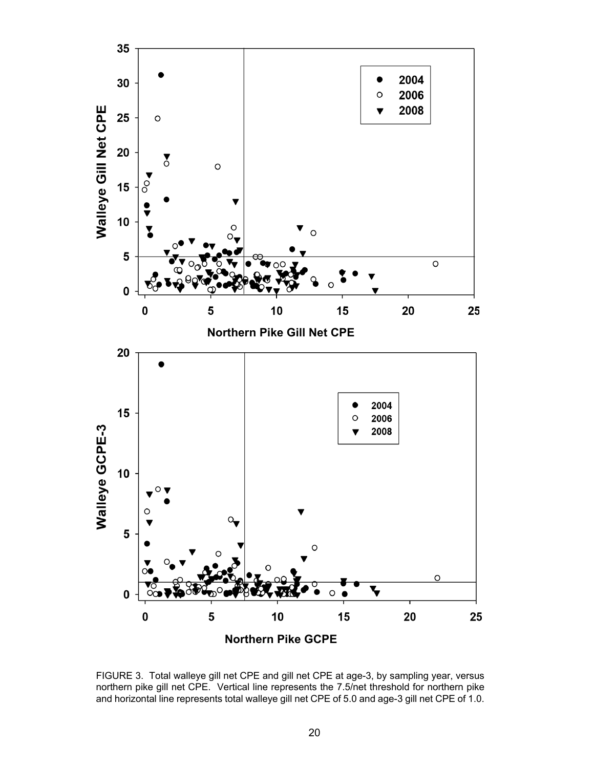FIGURE 3. Total walleye gill net CPE and gill net CPE at age-3, by sampling year, versus northern pike gill net CPE. Vertical line represents the 7.5/net threshold for northern pike and horizontal line represents total walleye gill net CPE of 5.0 and age-3 gill net CPE of 1.0.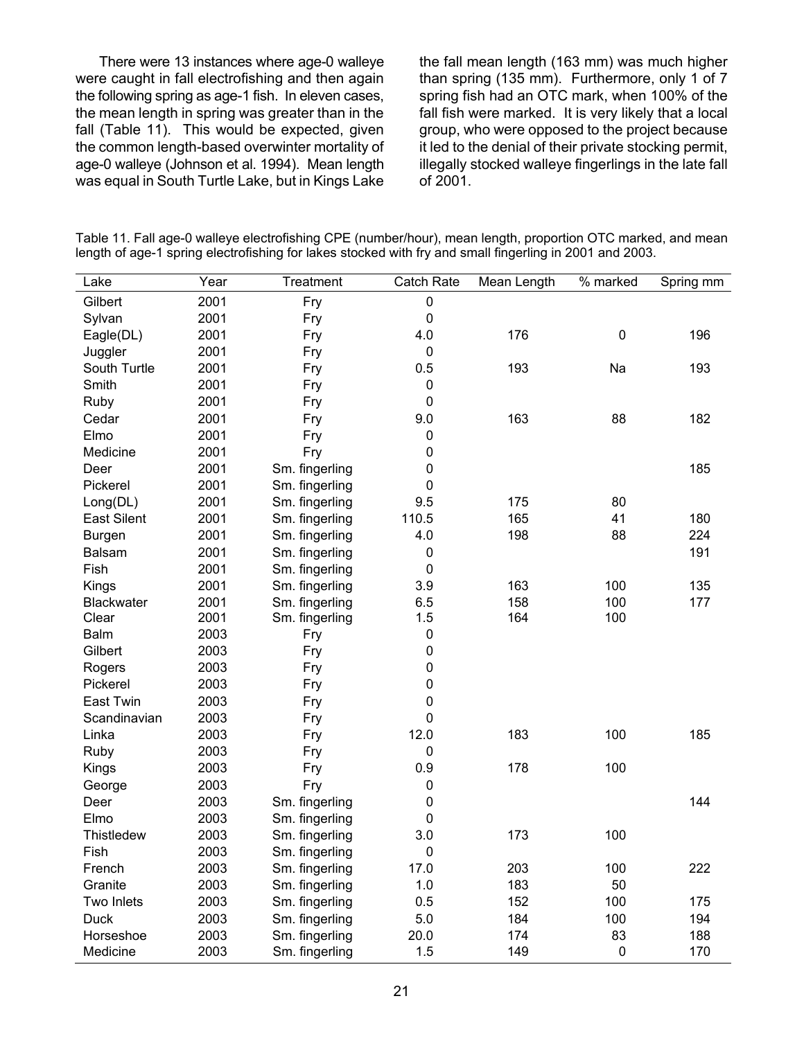There were 13 instances where age-0 walleye were caught in fall electrofishing and then again the following spring as age-1 fish. In eleven cases, the mean length in spring was greater than in the fall (Table 11). This would be expected, given the common length-based overwinter mortality of age-0 walleye (Johnson et al. 1994). Mean length was equal in South Turtle Lake, but in Kings Lake the fall mean length (163 mm) was much higher than spring (135 mm). Furthermore, only 1 of 7 spring fish had an OTC mark, when 100% of the fall fish were marked. It is very likely that a local group, who were opposed to the project because it led to the denial of their private stocking permit, illegally stocked walleye fingerlings in the late fall of 2001.

Table 11. Fall age-0 walleye electrofishing CPE (number/hour), mean length, proportion OTC marked, and mean length of age-1 spring electrofishing for lakes stocked with fry and small fingerling in 2001 and 2003.

| Lake | Year | Treatment | Catch Rate | Mean Length | % marked | Spring mm |
|---|---|---|---|---|---|---|
| Gilbert | 2001 | Fry | 0 | | | |
| Sylvan | 2001 | Fry | 0 | | | |
| Eagle(DL) | 2001 | Fry | 4.0 | 176 | 0 | 196 |
| Juggler | 2001 | Fry | 0 | | | |
| South Turtle | 2001 | Fry | 0.5 | 193 | Na | 193 |
| Smith | 2001 | Fry | 0 | | | |
| Ruby | 2001 | Fry | 0 | | | |
| Cedar | 2001 | Fry | 9.0 | 163 | 88 | 182 |
| Elmo | 2001 | Fry | 0 | | | |
| Medicine | 2001 | Fry | 0 | | | |
| Deer | 2001 | Sm. fingerling | 0 | | | 185 |
| Pickerel | 2001 | Sm. fingerling | 0 | | | |
| Long(DL) | 2001 | Sm. fingerling | 9.5 | 175 | 80 | |
| East Silent | 2001 | Sm. fingerling | 110.5 | 165 | 41 | 180 |
| Burgen | 2001 | Sm. fingerling | 4.0 | 198 | 88 | 224 |
| Balsam | 2001 | Sm. fingerling | 0 | | | 191 |
| Fish | 2001 | Sm. fingerling | 0 | | | |
| Kings | 2001 | Sm. fingerling | 3.9 | 163 | 100 | 135 |
| Blackwater | 2001 | Sm. fingerling | 6.5 | 158 | 100 | 177 |
| Clear | 2001 | Sm. fingerling | 1.5 | 164 | 100 | |
| Balm | 2003 | Fry | 0 | | | |
| Gilbert | 2003 | Fry | 0 | | | |
| Rogers | 2003 | Fry | 0 | | | |
| Pickerel | 2003 | Fry | 0 | | | |
| East Twin | 2003 | Fry | 0 | | | |
| Scandinavian | 2003 | Fry | 0 | | | |
| Linka | 2003 | Fry | 12.0 | 183 | 100 | 185 |
| Ruby | 2003 | Fry | 0 | | | |
| Kings | 2003 | Fry | 0.9 | 178 | 100 | |
| George | 2003 | Fry | 0 | | | |
| Deer | 2003 | Sm. fingerling | 0 | | | 144 |
| Elmo | 2003 | Sm. fingerling | 0 | | | |
| Thistledew | 2003 | Sm. fingerling | 3.0 | 173 | 100 | |
| Fish | 2003 | Sm. fingerling | 0 | | | |
| French | 2003 | Sm. fingerling | 17.0 | 203 | 100 | 222 |
| Granite | 2003 | Sm. fingerling | 1.0 | 183 | 50 | |
| Two Inlets | 2003 | Sm. fingerling | 0.5 | 152 | 100 | 175 |
| Duck | 2003 | Sm. fingerling | 5.0 | 184 | 100 | 194 |
| Horseshoe | 2003 | Sm. fingerling | 20.0 | 174 | 83 | 188 |
| Medicine | 2003 | Sm. fingerling | 1.5 | 149 | 0 | 170 |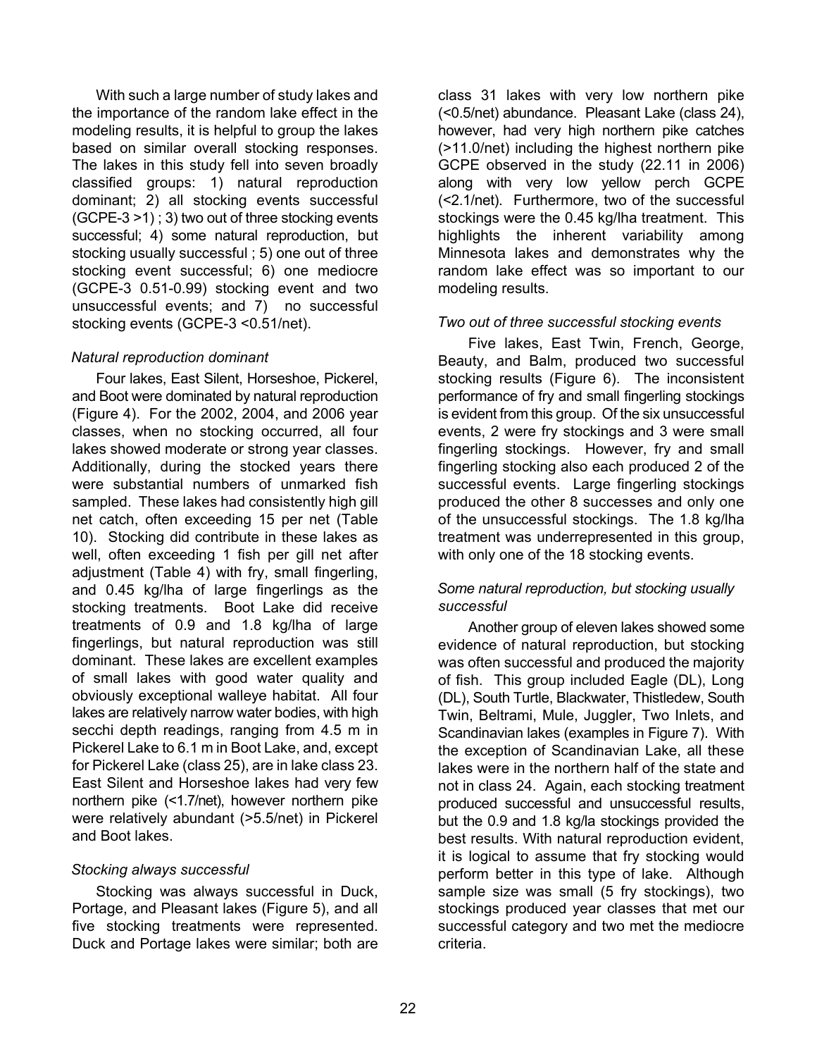With such a large number of study lakes and the importance of the random lake effect in the modeling results, it is helpful to group the lakes based on similar overall stocking responses. The lakes in this study fell into seven broadly classified groups: 1) natural reproduction dominant; 2) all stocking events successful (GCPE-3 >1) ; 3) two out of three stocking events successful; 4) some natural reproduction, but stocking usually successful ; 5) one out of three stocking event successful; 6) one mediocre (GCPE-3 0.51-0.99) stocking event and two unsuccessful events; and 7) no successful stocking events (GCPE-3 <0.51/net).

*Natural reproduction dominant*

Four lakes, East Silent, Horseshoe, Pickerel, and Boot were dominated by natural reproduction (Figure 4). For the 2002, 2004, and 2006 year classes, when no stocking occurred, all four lakes showed moderate or strong year classes. Additionally, during the stocked years there were substantial numbers of unmarked fish sampled. These lakes had consistently high gill net catch, often exceeding 15 per net (Table 10). Stocking did contribute in these lakes as well, often exceeding 1 fish per gill net after adjustment (Table 4) with fry, small fingerling, and 0.45 kg/lha of large fingerlings as the stocking treatments. Boot Lake did receive treatments of 0.9 and 1.8 kg/lha of large fingerlings, but natural reproduction was still dominant. These lakes are excellent examples of small lakes with good water quality and obviously exceptional walleye habitat. All four lakes are relatively narrow water bodies, with high secchi depth readings, ranging from 4.5 m in Pickerel Lake to 6.1 m in Boot Lake, and, except for Pickerel Lake (class 25), are in lake class 23. East Silent and Horseshoe lakes had very few northern pike (<1.7/net), however northern pike were relatively abundant (>5.5/net) in Pickerel and Boot lakes.

*Stocking always successful*

Stocking was always successful in Duck, Portage, and Pleasant lakes (Figure 5), and all five stocking treatments were represented. Duck and Portage lakes were similar; both are class 31 lakes with very low northern pike (<0.5/net) abundance. Pleasant Lake (class 24), however, had very high northern pike catches (>11.0/net) including the highest northern pike GCPE observed in the study (22.11 in 2006) along with very low yellow perch GCPE (<2.1/net). Furthermore, two of the successful stockings were the 0.45 kg/lha treatment. This highlights the inherent variability among Minnesota lakes and demonstrates why the random lake effect was so important to our modeling results.

*Two out of three successful stocking events*

Five lakes, East Twin, French, George, Beauty, and Balm, produced two successful stocking results (Figure 6). The inconsistent performance of fry and small fingerling stockings is evident from this group. Of the six unsuccessful events, 2 were fry stockings and 3 were small fingerling stockings. However, fry and small fingerling stocking also each produced 2 of the successful events. Large fingerling stockings produced the other 8 successes and only one of the unsuccessful stockings. The 1.8 kg/lha treatment was underrepresented in this group, with only one of the 18 stocking events.

*Some natural reproduction, but stocking usually successful*

Another group of eleven lakes showed some evidence of natural reproduction, but stocking was often successful and produced the majority of fish. This group included Eagle (DL), Long (DL), South Turtle, Blackwater, Thistledew, South Twin, Beltrami, Mule, Juggler, Two Inlets, and Scandinavian lakes (examples in Figure 7). With the exception of Scandinavian Lake, all these lakes were in the northern half of the state and not in class 24. Again, each stocking treatment produced successful and unsuccessful results, but the 0.9 and 1.8 kg/la stockings provided the best results. With natural reproduction evident, it is logical to assume that fry stocking would perform better in this type of lake. Although sample size was small (5 fry stockings), two stockings produced year classes that met our successful category and two met the mediocre criteria.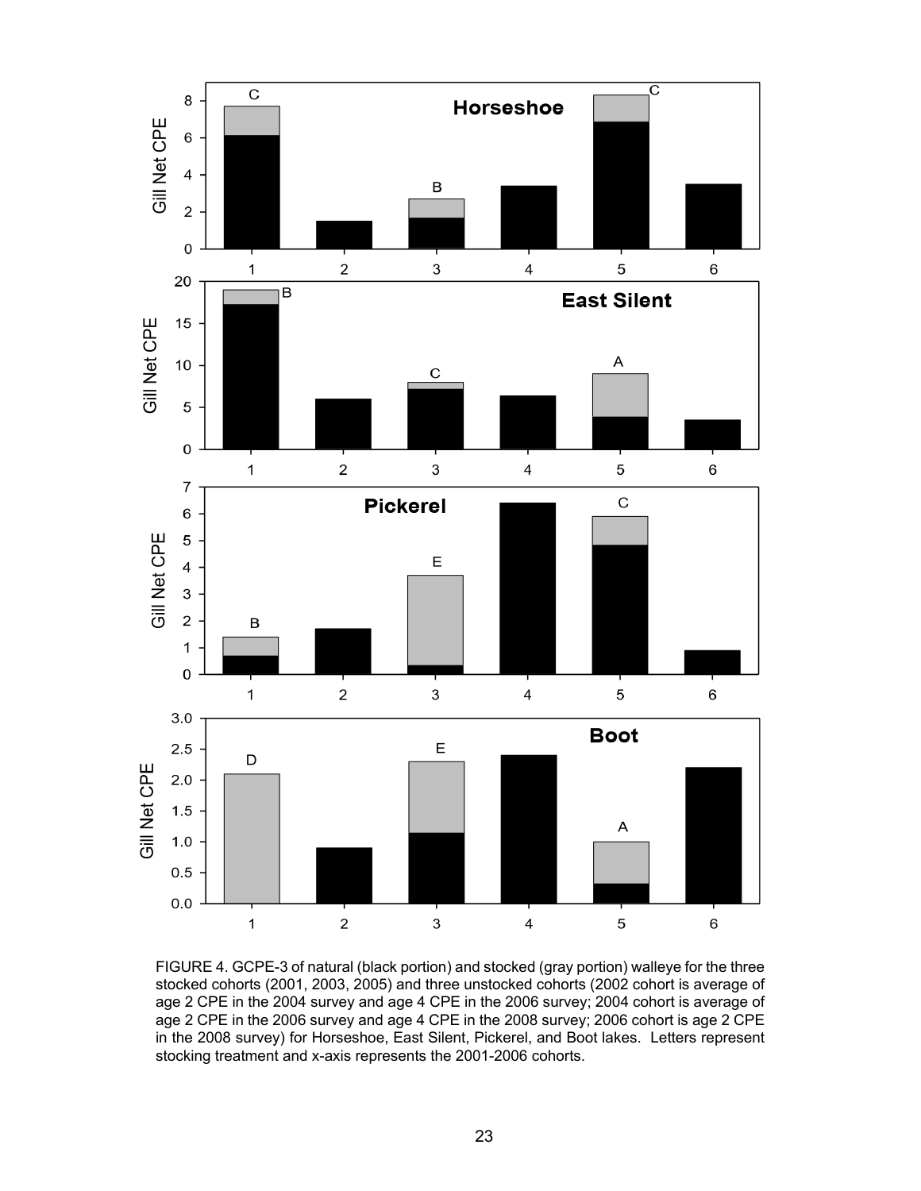FIGURE 4. GCPE-3 of natural (black portion) and stocked (gray portion) walleye for the three stocked cohorts (2001, 2003, 2005) and three unstocked cohorts (2002 cohort is average of age 2 CPE in the 2004 survey and age 4 CPE in the 2006 survey; 2004 cohort is average of age 2 CPE in the 2006 survey and age 4 CPE in the 2008 survey; 2006 cohort is age 2 CPE in the 2008 survey) for Horseshoe, East Silent, Pickerel, and Boot lakes. Letters represent stocking treatment and x-axis represents the 2001-2006 cohorts.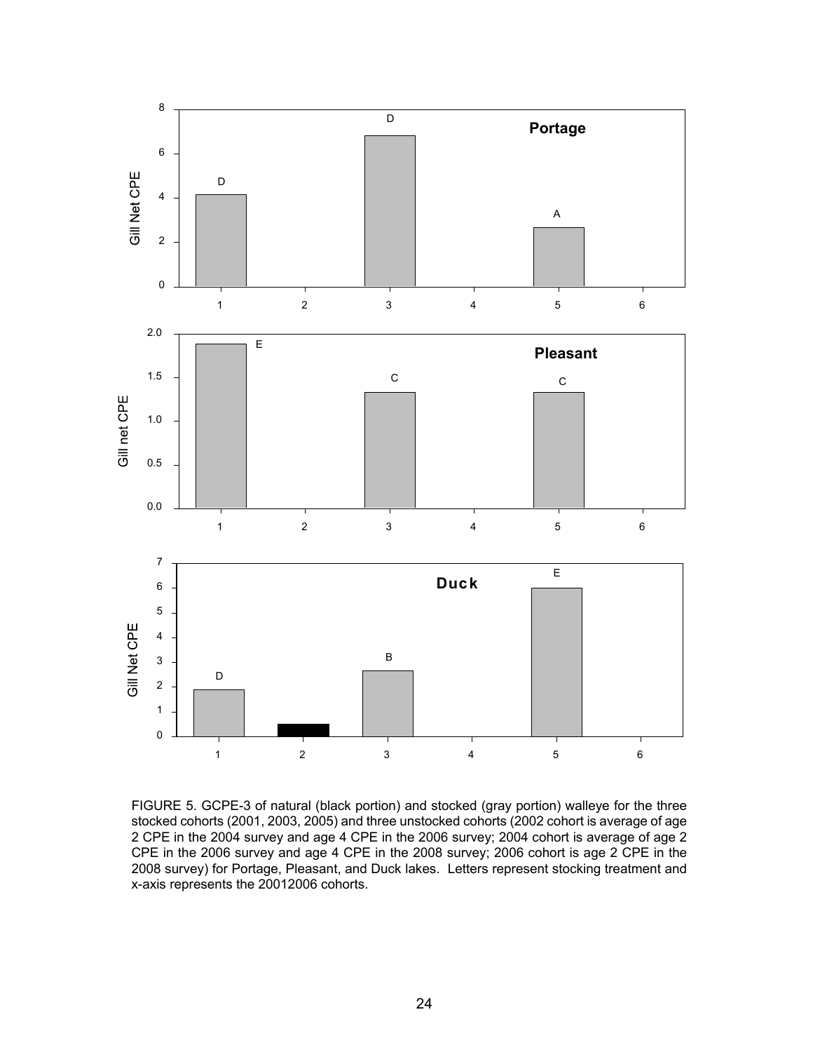FIGURE 5. GCPE-3 of natural (black portion) and stocked (gray portion) walleye for the three stocked cohorts (2001, 2003, 2005) and three unstocked cohorts (2002 cohort is average of age 2 CPE in the 2004 survey and age 4 CPE in the 2006 survey; 2004 cohort is average of age 2 CPE in the 2006 survey and age 4 CPE in the 2008 survey; 2006 cohort is age 2 CPE in the 2008 survey) for Portage, Pleasant, and Duck lakes. Letters represent stocking treatment and x-axis represents the 20012006 cohorts.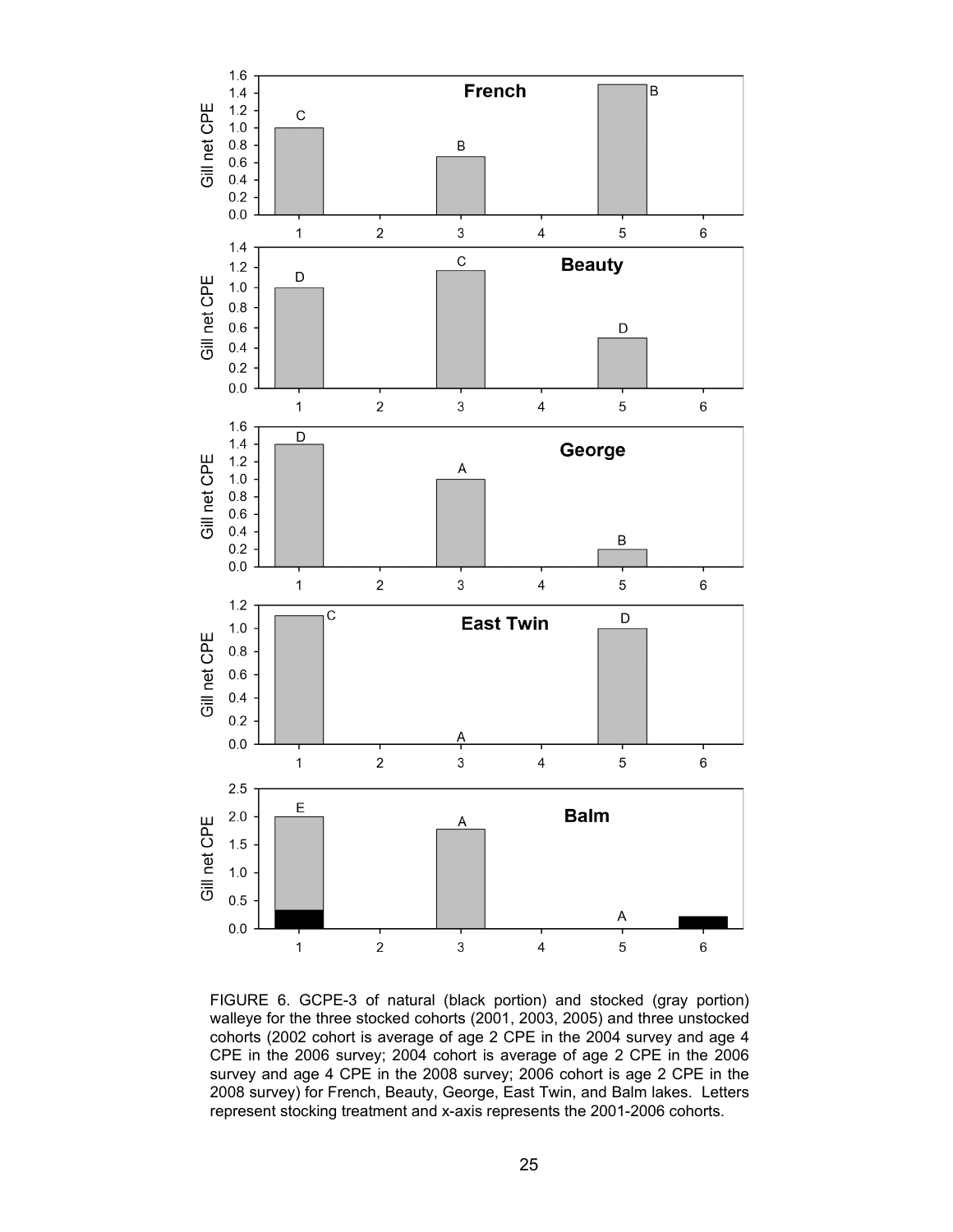FIGURE 6. GCPE-3 of natural (black portion) and stocked (gray portion) walleye for the three stocked cohorts (2001, 2003, 2005) and three unstocked cohorts (2002 cohort is average of age 2 CPE in the 2004 survey and age 4 CPE in the 2006 survey; 2004 cohort is average of age 2 CPE in the 2006 survey and age 4 CPE in the 2008 survey; 2006 cohort is age 2 CPE in the 2008 survey) for French, Beauty, George, East Twin, and Balm lakes. Letters represent stocking treatment and x-axis represents the 2001-2006 cohorts.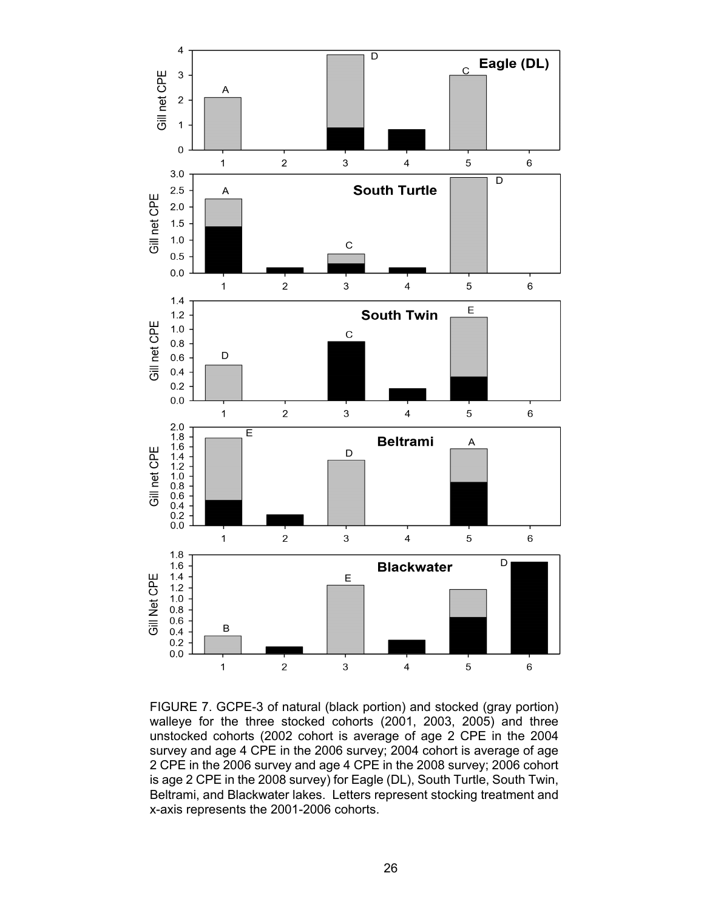FIGURE 7. GCPE-3 of natural (black portion) and stocked (gray portion) walleye for the three stocked cohorts (2001, 2003, 2005) and three unstocked cohorts (2002 cohort is average of age 2 CPE in the 2004 survey and age 4 CPE in the 2006 survey; 2004 cohort is average of age 2 CPE in the 2006 survey and age 4 CPE in the 2008 survey; 2006 cohort is age 2 CPE in the 2008 survey) for Eagle (DL), South Turtle, South Twin, Beltrami, and Blackwater lakes. Letters represent stocking treatment and x-axis represents the 2001-2006 cohorts.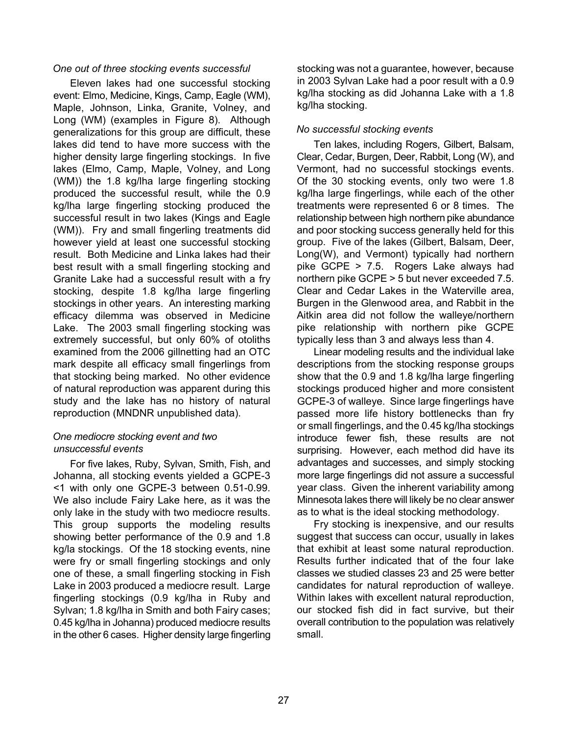### *One out of three stocking events successful*

Eleven lakes had one successful stocking event: Elmo, Medicine, Kings, Camp, Eagle (WM), Maple, Johnson, Linka, Granite, Volney, and Long (WM) (examples in Figure 8). Although generalizations for this group are difficult, these lakes did tend to have more success with the higher density large fingerling stockings. In five lakes (Elmo, Camp, Maple, Volney, and Long (WM)) the 1.8 kg/lha large fingerling stocking produced the successful result, while the 0.9 kg/lha large fingerling stocking produced the successful result in two lakes (Kings and Eagle (WM)). Fry and small fingerling treatments did however yield at least one successful stocking result. Both Medicine and Linka lakes had their best result with a small fingerling stocking and Granite Lake had a successful result with a fry stocking, despite 1.8 kg/lha large fingerling stockings in other years. An interesting marking efficacy dilemma was observed in Medicine Lake. The 2003 small fingerling stocking was extremely successful, but only 60% of otoliths examined from the 2006 gillnetting had an OTC mark despite all efficacy small fingerlings from that stocking being marked. No other evidence of natural reproduction was apparent during this study and the lake has no history of natural reproduction (MNDNR unpublished data).

### *One mediocre stocking event and two unsuccessful events*

For five lakes, Ruby, Sylvan, Smith, Fish, and Johanna, all stocking events yielded a GCPE-3 <1 with only one GCPE-3 between 0.51-0.99. We also include Fairy Lake here, as it was the only lake in the study with two mediocre results. This group supports the modeling results showing better performance of the 0.9 and 1.8 kg/la stockings. Of the 18 stocking events, nine were fry or small fingerling stockings and only one of these, a small fingerling stocking in Fish Lake in 2003 produced a mediocre result. Large fingerling stockings (0.9 kg/lha in Ruby and Sylvan; 1.8 kg/lha in Smith and both Fairy cases; 0.45 kg/lha in Johanna) produced mediocre results in the other 6 cases. Higher density large fingerling stocking was not a guarantee, however, because in 2003 Sylvan Lake had a poor result with a 0.9 kg/lha stocking as did Johanna Lake with a 1.8 kg/lha stocking.

### *No successful stocking events*

Ten lakes, including Rogers, Gilbert, Balsam, Clear, Cedar, Burgen, Deer, Rabbit, Long (W), and Vermont, had no successful stockings events. Of the 30 stocking events, only two were 1.8 kg/lha large fingerlings, while each of the other treatments were represented 6 or 8 times. The relationship between high northern pike abundance and poor stocking success generally held for this group. Five of the lakes (Gilbert, Balsam, Deer, Long(W), and Vermont) typically had northern pike GCPE > 7.5. Rogers Lake always had northern pike GCPE > 5 but never exceeded 7.5. Clear and Cedar Lakes in the Waterville area, Burgen in the Glenwood area, and Rabbit in the Aitkin area did not follow the walleye/northern pike relationship with northern pike GCPE typically less than 3 and always less than 4.

Linear modeling results and the individual lake descriptions from the stocking response groups show that the 0.9 and 1.8 kg/lha large fingerling stockings produced higher and more consistent GCPE-3 of walleye. Since large fingerlings have passed more life history bottlenecks than fry or small fingerlings, and the 0.45 kg/lha stockings introduce fewer fish, these results are not surprising. However, each method did have its advantages and successes, and simply stocking more large fingerlings did not assure a successful year class. Given the inherent variability among Minnesota lakes there will likely be no clear answer as to what is the ideal stocking methodology.

Fry stocking is inexpensive, and our results suggest that success can occur, usually in lakes that exhibit at least some natural reproduction. Results further indicated that of the four lake classes we studied classes 23 and 25 were better candidates for natural reproduction of walleye. Within lakes with excellent natural reproduction, our stocked fish did in fact survive, but their overall contribution to the population was relatively small.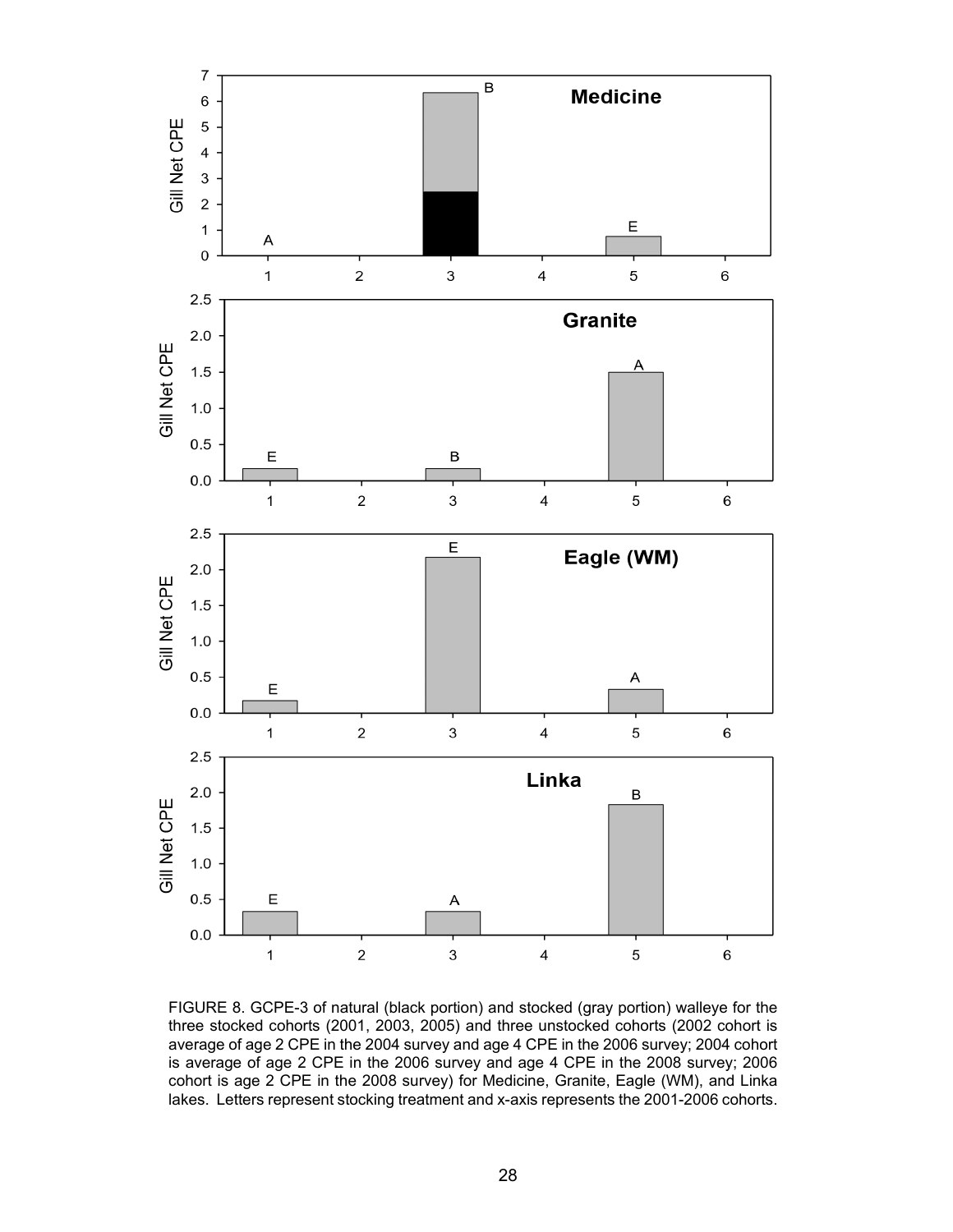FIGURE 8. GCPE-3 of natural (black portion) and stocked (gray portion) walleye for the three stocked cohorts (2001, 2003, 2005) and three unstocked cohorts (2002 cohort is average of age 2 CPE in the 2004 survey and age 4 CPE in the 2006 survey; 2004 cohort is average of age 2 CPE in the 2006 survey and age 4 CPE in the 2008 survey; 2006 cohort is age 2 CPE in the 2008 survey) for Medicine, Granite, Eagle (WM), and Linka lakes. Letters represent stocking treatment and x-axis represents the 2001-2006 cohorts.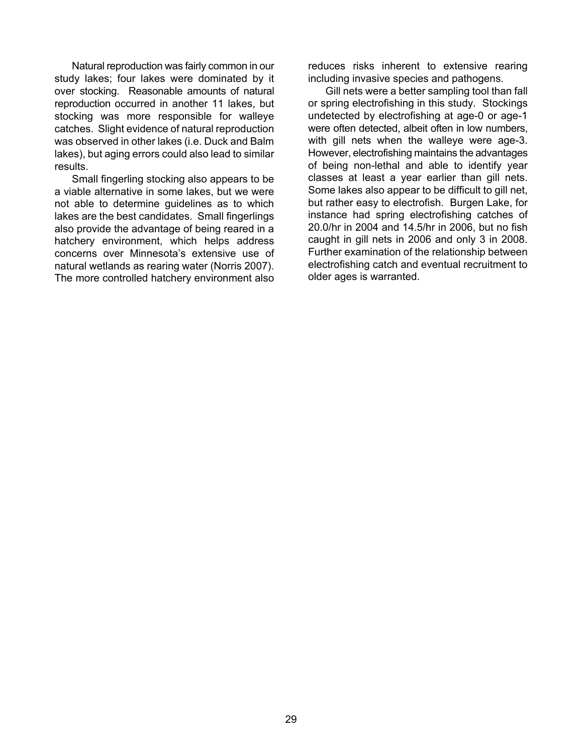Natural reproduction was fairly common in our study lakes; four lakes were dominated by it over stocking. Reasonable amounts of natural reproduction occurred in another 11 lakes, but stocking was more responsible for walleye catches. Slight evidence of natural reproduction was observed in other lakes (i.e. Duck and Balm lakes), but aging errors could also lead to similar results.

Small fingerling stocking also appears to be a viable alternative in some lakes, but we were not able to determine guidelines as to which lakes are the best candidates. Small fingerlings also provide the advantage of being reared in a hatchery environment, which helps address concerns over Minnesota's extensive use of natural wetlands as rearing water (Norris 2007). The more controlled hatchery environment also reduces risks inherent to extensive rearing including invasive species and pathogens.

Gill nets were a better sampling tool than fall or spring electrofishing in this study. Stockings undetected by electrofishing at age-0 or age-1 were often detected, albeit often in low numbers, with gill nets when the walleye were age-3. However, electrofishing maintains the advantages of being non-lethal and able to identify year classes at least a year earlier than gill nets. Some lakes also appear to be difficult to gill net, but rather easy to electrofish. Burgen Lake, for instance had spring electrofishing catches of 20.0/hr in 2004 and 14.5/hr in 2006, but no fish caught in gill nets in 2006 and only 3 in 2008. Further examination of the relationship between electrofishing catch and eventual recruitment to older ages is warranted.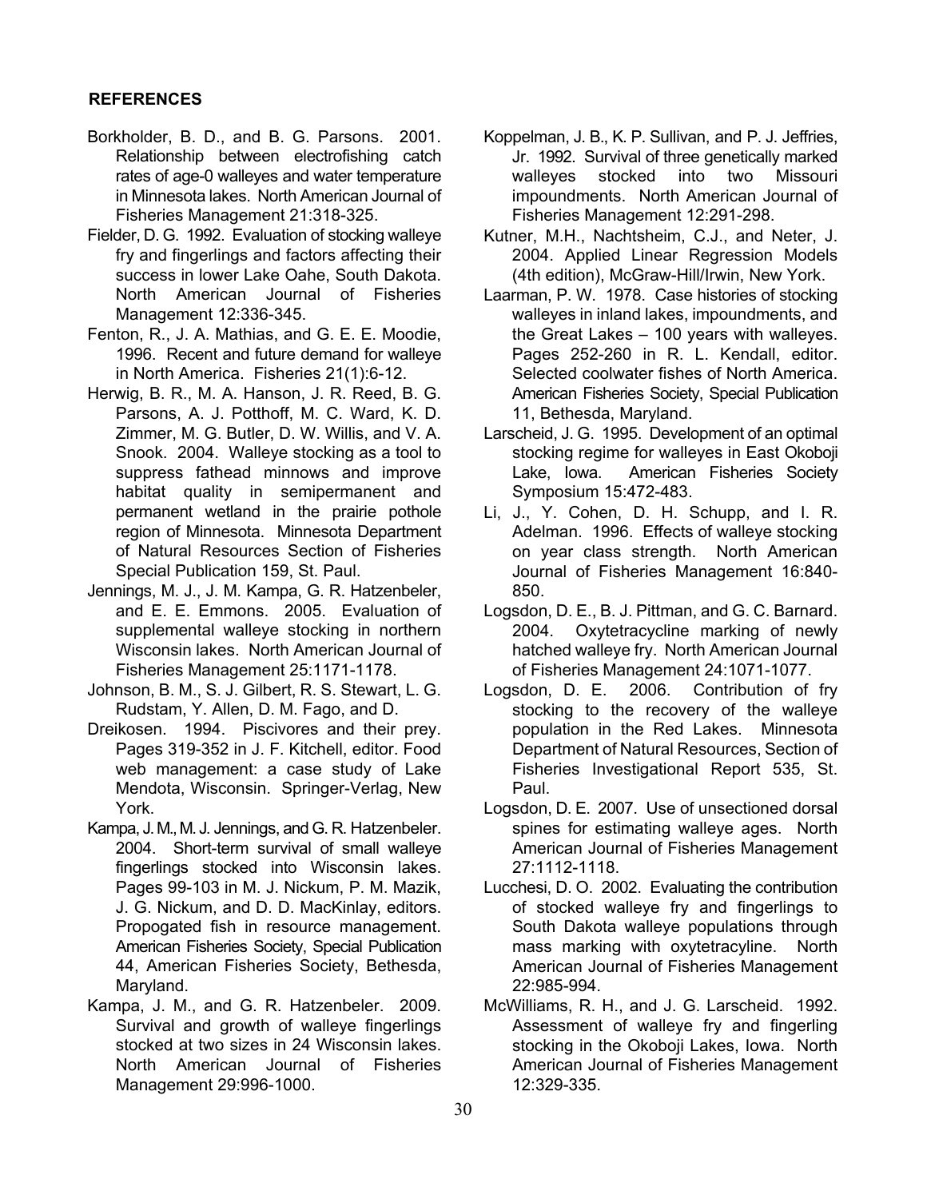## REFERENCES

Borkholder, B. D., and B. G. Parsons. 2001. Relationship between electrofishing catch rates of age-0 walleyes and water temperature in Minnesota lakes. North American Journal of Fisheries Management 21:318-325.

Fielder, D. G. 1992. Evaluation of stocking walleye fry and fingerlings and factors affecting their success in lower Lake Oahe, South Dakota. North American Journal of Fisheries Management 12:336-345.

Fenton, R., J. A. Mathias, and G. E. E. Moodie, 1996. Recent and future demand for walleye in North America. Fisheries 21(1):6-12.

Herwig, B. R., M. A. Hanson, J. R. Reed, B. G. Parsons, A. J. Potthoff, M. C. Ward, K. D. Zimmer, M. G. Butler, D. W. Willis, and V. A. Snook. 2004. Walleye stocking as a tool to suppress fathead minnows and improve habitat quality in semipermanent and permanent wetland in the prairie pothole region of Minnesota. Minnesota Department of Natural Resources Section of Fisheries Special Publication 159, St. Paul.

Jennings, M. J., J. M. Kampa, G. R. Hatzenbeler, and E. E. Emmons. 2005. Evaluation of supplemental walleye stocking in northern Wisconsin lakes. North American Journal of Fisheries Management 25:1171-1178.

Johnson, B. M., S. J. Gilbert, R. S. Stewart, L. G. Rudstam, Y. Allen, D. M. Fago, and D. Dreikosen. 1994. Piscivores and their prey. Pages 319-352 in J. F. Kitchell, editor. Food web management: a case study of Lake Mendota, Wisconsin. Springer-Verlag, New York.

Kampa, J. M., M. J. Jennings, and G. R. Hatzenbeler. 2004. Short-term survival of small walleye fingerlings stocked into Wisconsin lakes. Pages 99-103 in M. J. Nickum, P. M. Mazik, J. G. Nickum, and D. D. MacKinlay, editors. Propogated fish in resource management. American Fisheries Society, Special Publication 44, American Fisheries Society, Bethesda, Maryland.

Kampa, J. M., and G. R. Hatzenbeler. 2009. Survival and growth of walleye fingerlings stocked at two sizes in 24 Wisconsin lakes. North American Journal of Fisheries Management 29:996-1000.

Koppelman, J. B., K. P. Sullivan, and P. J. Jeffries, Jr. 1992. Survival of three genetically marked walleyes stocked into two Missouri impoundments. North American Journal of Fisheries Management 12:291-298.

Kutner, M.H., Nachtsheim, C.J., and Neter, J. 2004. Applied Linear Regression Models (4th edition), McGraw-Hill/Irwin, New York.

Laarman, P. W. 1978. Case histories of stocking walleyes in inland lakes, impoundments, and the Great Lakes – 100 years with walleyes. Pages 252-260 in R. L. Kendall, editor. Selected coolwater fishes of North America. American Fisheries Society, Special Publication 11, Bethesda, Maryland.

Larscheid, J. G. 1995. Development of an optimal stocking regime for walleyes in East Okoboji Lake, Iowa. American Fisheries Society Symposium 15:472-483.

Li, J., Y. Cohen, D. H. Schupp, and I. R. Adelman. 1996. Effects of walleye stocking on year class strength. North American Journal of Fisheries Management 16:840-850.

Logsdon, D. E., B. J. Pittman, and G. C. Barnard. 2004. Oxytetracycline marking of newly hatched walleye fry. North American Journal of Fisheries Management 24:1071-1077.

Logsdon, D. E. 2006. Contribution of fry stocking to the recovery of the walleye population in the Red Lakes. Minnesota Department of Natural Resources, Section of Fisheries Investigational Report 535, St. Paul.

Logsdon, D. E. 2007. Use of unsectioned dorsal spines for estimating walleye ages. North American Journal of Fisheries Management 27:1112-1118.

Lucchesi, D. O. 2002. Evaluating the contribution of stocked walleye fry and fingerlings to South Dakota walleye populations through mass marking with oxytetracyline. North American Journal of Fisheries Management 22:985-994.

McWilliams, R. H., and J. G. Larscheid. 1992. Assessment of walleye fry and fingerling stocking in the Okoboji Lakes, Iowa. North American Journal of Fisheries Management 12:329-335.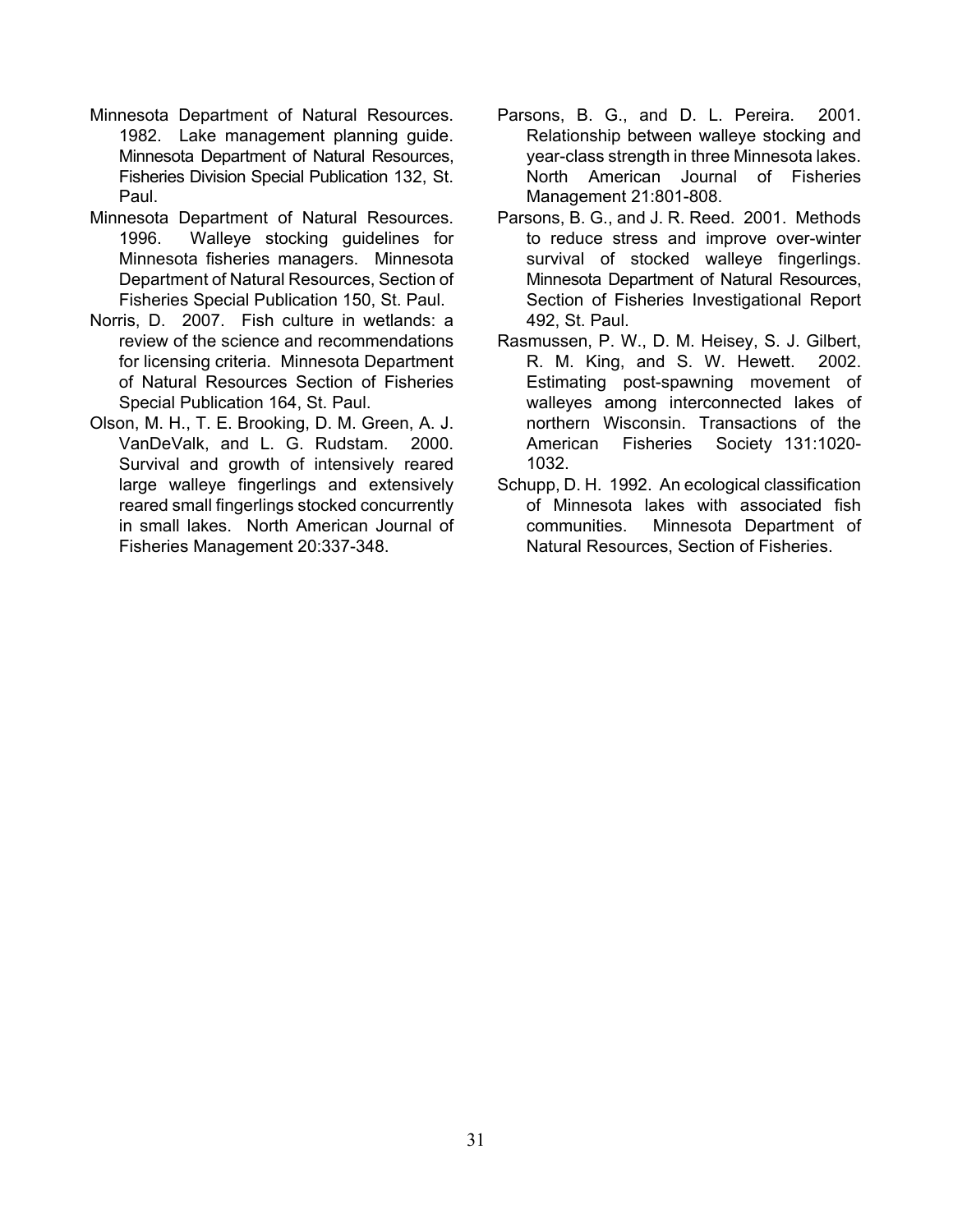Minnesota Department of Natural Resources. 1982. Lake management planning guide. Minnesota Department of Natural Resources, Fisheries Division Special Publication 132, St. Paul.

Minnesota Department of Natural Resources. 1996. Walleye stocking guidelines for Minnesota fisheries managers. Minnesota Department of Natural Resources, Section of Fisheries Special Publication 150, St. Paul.

Norris, D. 2007. Fish culture in wetlands: a review of the science and recommendations for licensing criteria. Minnesota Department of Natural Resources Section of Fisheries Special Publication 164, St. Paul.

Olson, M. H., T. E. Brooking, D. M. Green, A. J. VanDeValk, and L. G. Rudstam. 2000. Survival and growth of intensively reared large walleye fingerlings and extensively reared small fingerlings stocked concurrently in small lakes. North American Journal of Fisheries Management 20:337-348.

Parsons, B. G., and D. L. Pereira. 2001. Relationship between walleye stocking and year-class strength in three Minnesota lakes. North American Journal of Fisheries Management 21:801-808.

Parsons, B. G., and J. R. Reed. 2001. Methods to reduce stress and improve over-winter survival of stocked walleye fingerlings. Minnesota Department of Natural Resources, Section of Fisheries Investigational Report 492, St. Paul.

Rasmussen, P. W., D. M. Heisey, S. J. Gilbert, R. M. King, and S. W. Hewett. 2002. Estimating post-spawning movement of walleyes among interconnected lakes of northern Wisconsin. Transactions of the American Fisheries Society 131:1020-1032.

Schupp, D. H. 1992. An ecological classification of Minnesota lakes with associated fish communities. Minnesota Department of Natural Resources, Section of Fisheries.